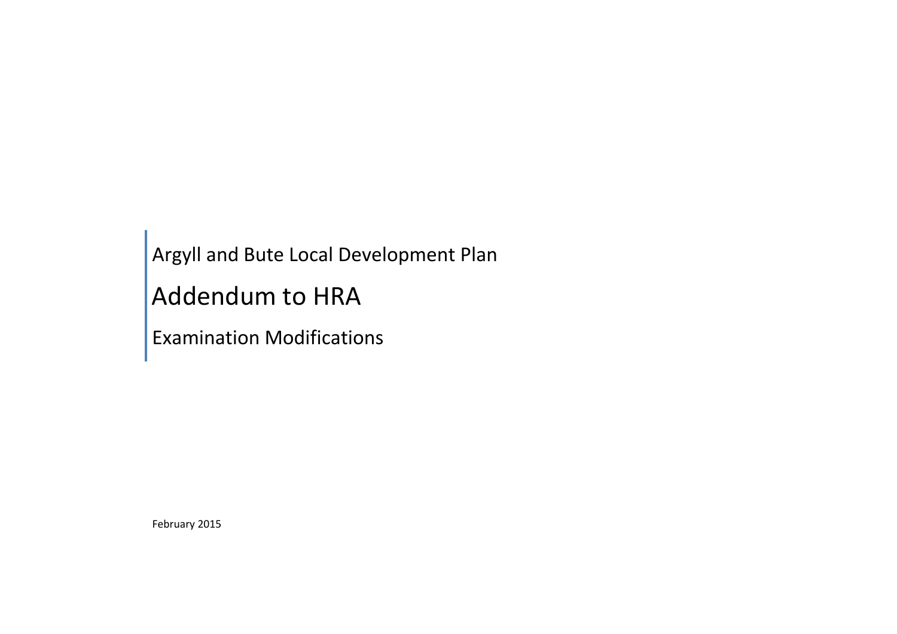Argyll and Bute Local Development Plan

# Addendum to HRA

Examination Modifications

February 2015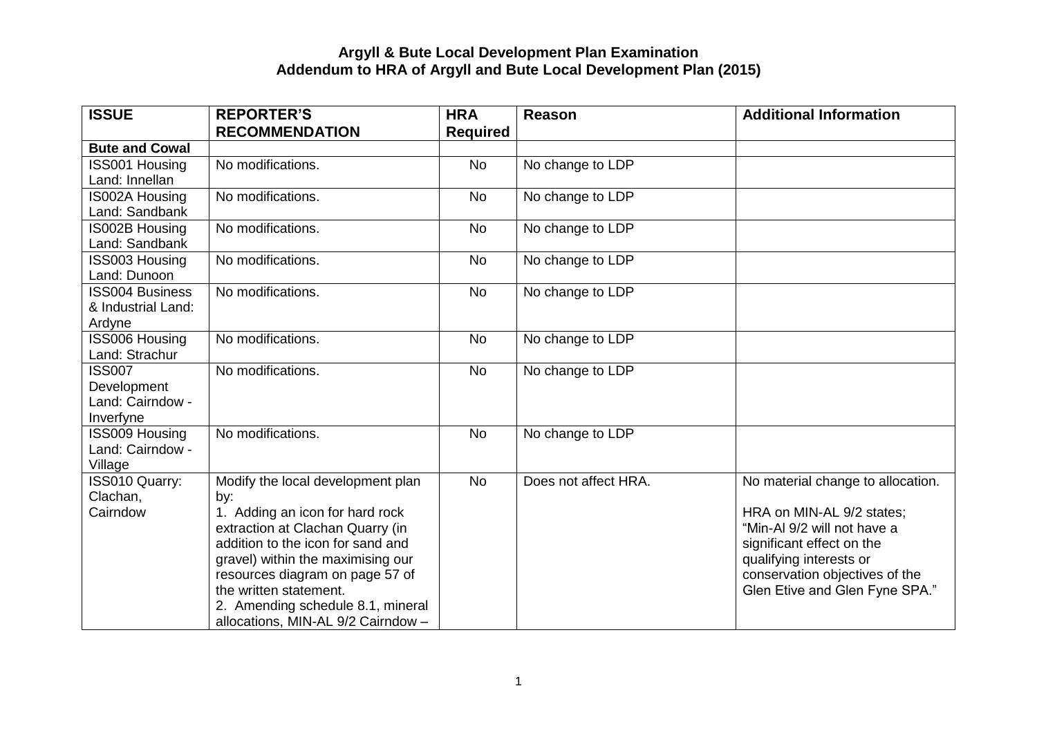**Argyll & Bute Local Development Plan Examination**
**Addendum to HRA of Argyll and Bute Local Development Plan (2015)**

| ISSUE | REPORTER'S RECOMMENDATION | HRA Required | Reason | Additional Information |
|---|---|---|---|---|
| **Bute and Cowal** | | | | |
| ISS001 Housing Land: Innellan | No modifications. | No | No change to LDP | |
| IS002A Housing Land: Sandbank | No modifications. | No | No change to LDP | |
| IS002B Housing Land: Sandbank | No modifications. | No | No change to LDP | |
| ISS003 Housing Land: Dunoon | No modifications. | No | No change to LDP | |
| ISS004 Business & Industrial Land: Ardyne | No modifications. | No | No change to LDP | |
| ISS006 Housing Land: Strachur | No modifications. | No | No change to LDP | |
| ISS007 Development Land: Cairndow - Inverfyne | No modifications. | No | No change to LDP | |
| ISS009 Housing Land: Cairndow - Village | No modifications. | No | No change to LDP | |
| ISS010 Quarry: Clachan, Cairndow | Modify the local development plan by:<br>1. Adding an icon for hard rock extraction at Clachan Quarry (in addition to the icon for sand and gravel) within the maximising our resources diagram on page 57 of the written statement.<br>2. Amending schedule 8.1, mineral allocations, MIN-AL 9/2 Cairndow – | No | Does not affect HRA. | No material change to allocation.<br><br>HRA on MIN-AL 9/2 states; "Min-Al 9/2 will not have a significant effect on the qualifying interests or conservation objectives of the Glen Etive and Glen Fyne SPA." |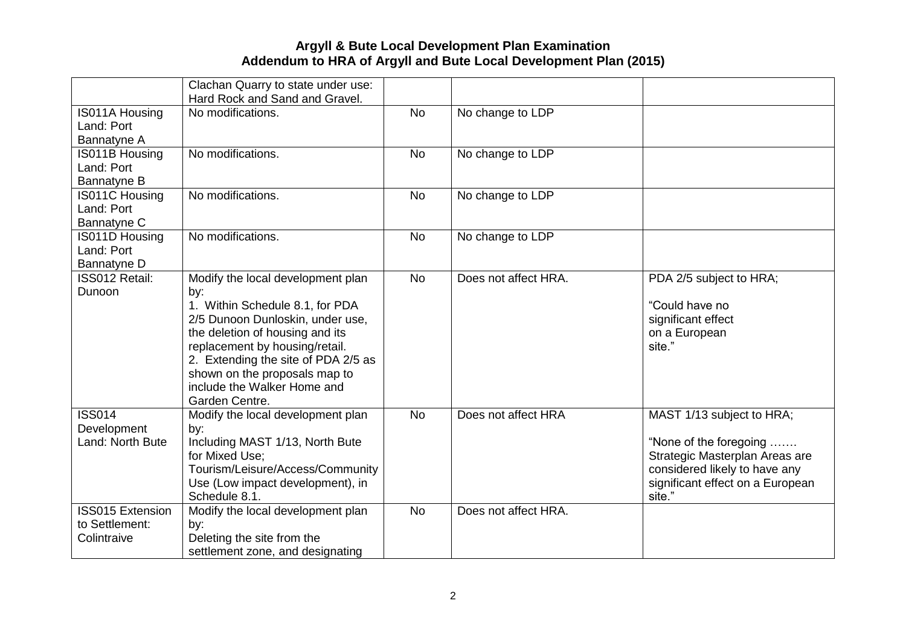# Argyll & Bute Local Development Plan Examination
## Addendum to HRA of Argyll and Bute Local Development Plan (2015)

| | | | | |
|---|---|---|---|---|
| | Clachan Quarry to state under use: Hard Rock and Sand and Gravel. | | | |
| IS011A Housing Land: Port Bannatyne A | No modifications. | No | No change to LDP | |
| IS011B Housing Land: Port Bannatyne B | No modifications. | No | No change to LDP | |
| IS011C Housing Land: Port Bannatyne C | No modifications. | No | No change to LDP | |
| IS011D Housing Land: Port Bannatyne D | No modifications. | No | No change to LDP | |
| ISS012 Retail: Dunoon | Modify the local development plan by:<br>1. Within Schedule 8.1, for PDA 2/5 Dunoon Dunloskin, under use, the deletion of housing and its replacement by housing/retail.<br>2. Extending the site of PDA 2/5 as shown on the proposals map to include the Walker Home and Garden Centre. | No | Does not affect HRA. | PDA 2/5 subject to HRA;<br><br>"Could have no significant effect on a European site." |
| ISS014 Development Land: North Bute | Modify the local development plan by:<br>Including MAST 1/13, North Bute for Mixed Use; Tourism/Leisure/Access/Community Use (Low impact development), in Schedule 8.1. | No | Does not affect HRA | MAST 1/13 subject to HRA;<br><br>"None of the foregoing ……. Strategic Masterplan Areas are considered likely to have any significant effect on a European site." |
| ISS015 Extension to Settlement: Colintraive | Modify the local development plan by:<br>Deleting the site from the settlement zone, and designating | No | Does not affect HRA. | |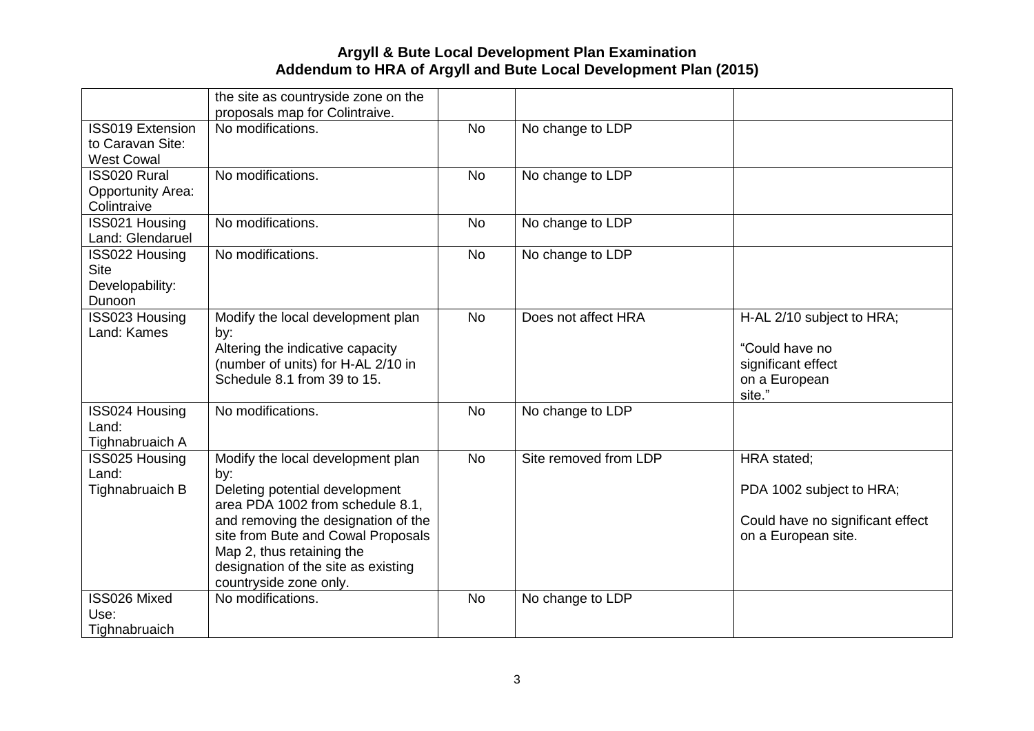# Argyll & Bute Local Development Plan Examination
## Addendum to HRA of Argyll and Bute Local Development Plan (2015)

| | | | | |
|---|---|---|---|---|
| | the site as countryside zone on the proposals map for Colintraive. | | | |
| ISS019 Extension to Caravan Site: West Cowal | No modifications. | No | No change to LDP | |
| ISS020 Rural Opportunity Area: Colintraive | No modifications. | No | No change to LDP | |
| ISS021 Housing Land: Glendaruel | No modifications. | No | No change to LDP | |
| ISS022 Housing Site Developability: Dunoon | No modifications. | No | No change to LDP | |
| ISS023 Housing Land: Kames | Modify the local development plan by:<br>Altering the indicative capacity (number of units) for H-AL 2/10 in Schedule 8.1 from 39 to 15. | No | Does not affect HRA | H-AL 2/10 subject to HRA;<br><br>"Could have no significant effect on a European site." |
| ISS024 Housing Land: Tighnabruaich A | No modifications. | No | No change to LDP | |
| ISS025 Housing Land: Tighnabruaich B | Modify the local development plan by:<br>Deleting potential development area PDA 1002 from schedule 8.1, and removing the designation of the site from Bute and Cowal Proposals Map 2, thus retaining the designation of the site as existing countryside zone only. | No | Site removed from LDP | HRA stated;<br><br>PDA 1002 subject to HRA;<br><br>Could have no significant effect on a European site. |
| ISS026 Mixed Use: Tighnabruaich | No modifications. | No | No change to LDP | |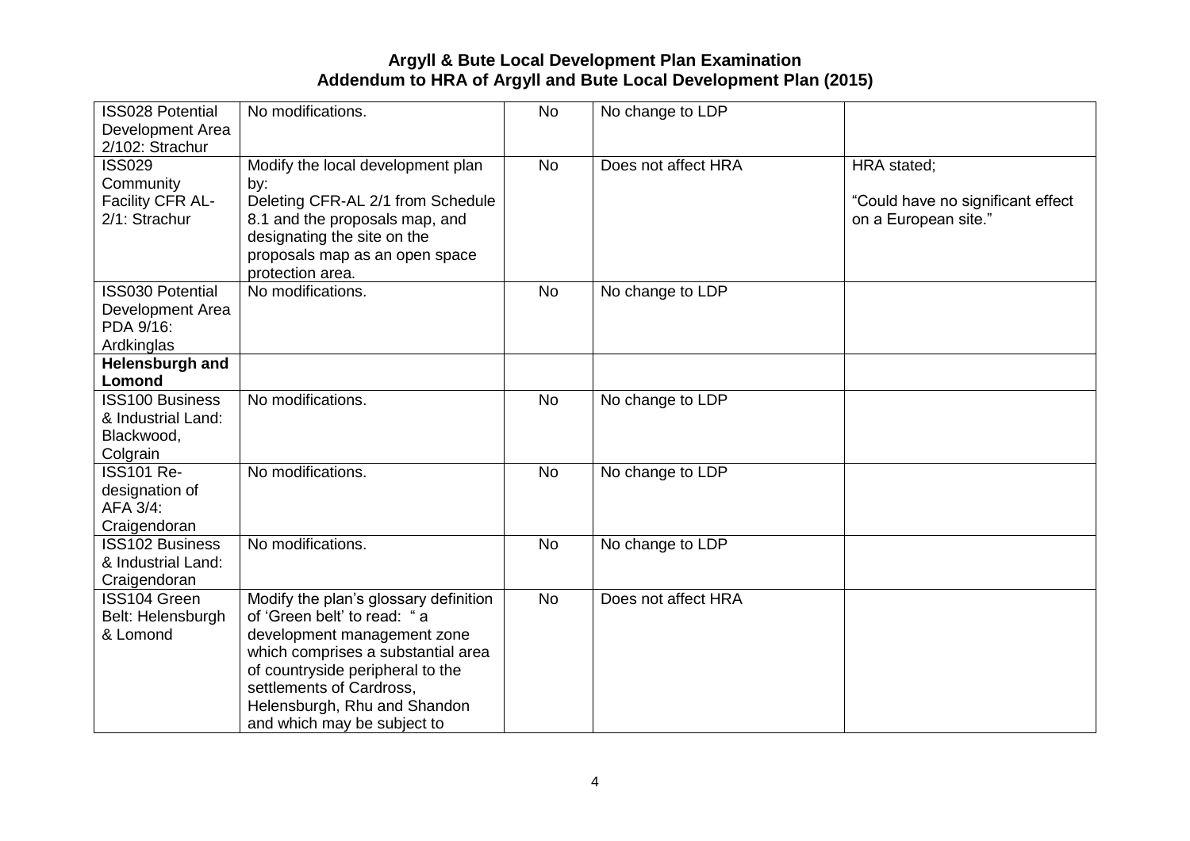| ISS028 Potential Development Area 2/102: Strachur | No modifications. | No | No change to LDP | |
|---|---|---|---|---|
| ISS029 Community Facility CFR AL-2/1: Strachur | Modify the local development plan by: Deleting CFR-AL 2/1 from Schedule 8.1 and the proposals map, and designating the site on the proposals map as an open space protection area. | No | Does not affect HRA | HRA stated; “Could have no significant effect on a European site.” |
| ISS030 Potential Development Area PDA 9/16: Ardkinglas | No modifications. | No | No change to LDP | |
| **Helensburgh and Lomond** | | | | |
| ISS100 Business & Industrial Land: Blackwood, Colgrain | No modifications. | No | No change to LDP | |
| ISS101 Re-designation of AFA 3/4: Craigendoran | No modifications. | No | No change to LDP | |
| ISS102 Business & Industrial Land: Craigendoran | No modifications. | No | No change to LDP | |
| ISS104 Green Belt: Helensburgh & Lomond | Modify the plan’s glossary definition of ‘Green belt’ to read: “ a development management zone which comprises a substantial area of countryside peripheral to the settlements of Cardross, Helensburgh, Rhu and Shandon and which may be subject to | No | Does not affect HRA | |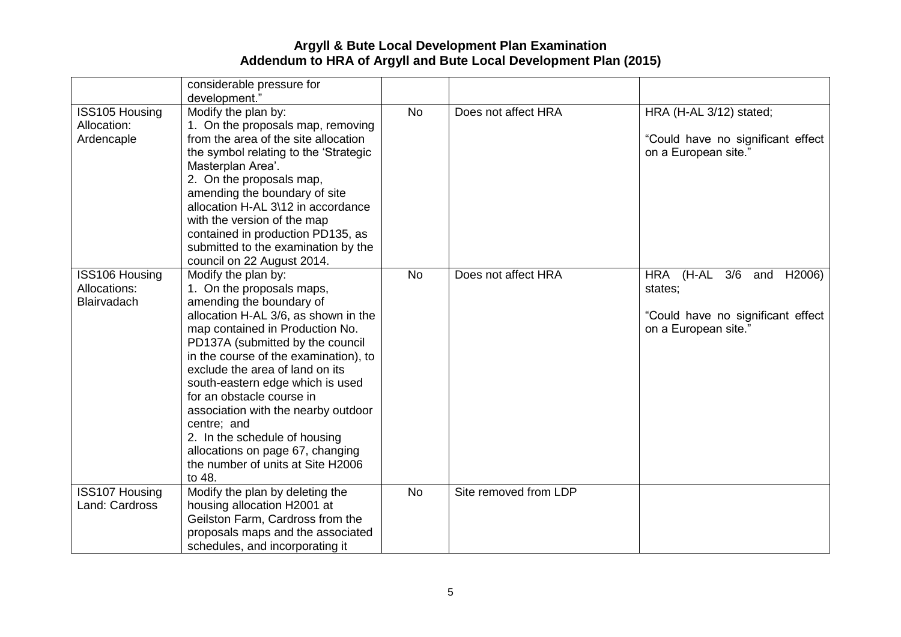| | | | | |
|---|---|---|---|---|
| | considerable pressure for development." | | | |
| ISS105 Housing Allocation: Ardencaple | Modify the plan by:<br>1. On the proposals map, removing from the area of the site allocation the symbol relating to the 'Strategic Masterplan Area'.<br>2. On the proposals map, amending the boundary of site allocation H-AL 3\12 in accordance with the version of the map contained in production PD135, as submitted to the examination by the council on 22 August 2014. | No | Does not affect HRA | HRA (H-AL 3/12) stated;<br><br>"Could have no significant effect on a European site." |
| ISS106 Housing Allocations: Blairvadach | Modify the plan by:<br>1. On the proposals maps, amending the boundary of allocation H-AL 3/6, as shown in the map contained in Production No. PD137A (submitted by the council in the course of the examination), to exclude the area of land on its south-eastern edge which is used for an obstacle course in association with the nearby outdoor centre; and<br>2. In the schedule of housing allocations on page 67, changing the number of units at Site H2006 to 48. | No | Does not affect HRA | HRA (H-AL 3/6 and H2006) states;<br><br>"Could have no significant effect on a European site." |
| ISS107 Housing Land: Cardross | Modify the plan by deleting the housing allocation H2001 at Geilston Farm, Cardross from the proposals maps and the associated schedules, and incorporating it | No | Site removed from LDP | |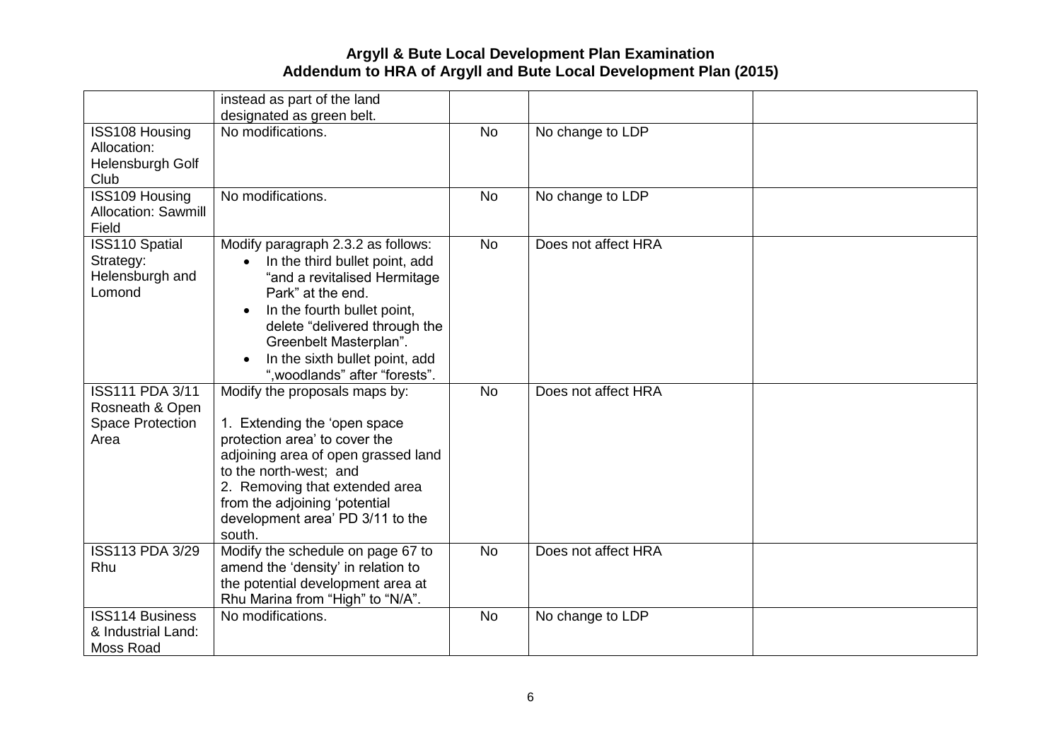| | | | | |
|---|---|---|---|---|
| | instead as part of the land designated as green belt. | | | |
| ISS108 Housing Allocation: Helensburgh Golf Club | No modifications. | No | No change to LDP | |
| ISS109 Housing Allocation: Sawmill Field | No modifications. | No | No change to LDP | |
| ISS110 Spatial Strategy: Helensburgh and Lomond | Modify paragraph 2.3.2 as follows:<br>• In the third bullet point, add "and a revitalised Hermitage Park" at the end.<br>• In the fourth bullet point, delete "delivered through the Greenbelt Masterplan".<br>• In the sixth bullet point, add ",woodlands" after "forests". | No | Does not affect HRA | |
| ISS111 PDA 3/11 Rosneath & Open Space Protection Area | Modify the proposals maps by:<br><br>1. Extending the 'open space protection area' to cover the adjoining area of open grassed land to the north-west; and<br>2. Removing that extended area from the adjoining 'potential development area' PD 3/11 to the south. | No | Does not affect HRA | |
| ISS113 PDA 3/29 Rhu | Modify the schedule on page 67 to amend the 'density' in relation to the potential development area at Rhu Marina from "High" to "N/A". | No | Does not affect HRA | |
| ISS114 Business & Industrial Land: Moss Road | No modifications. | No | No change to LDP | |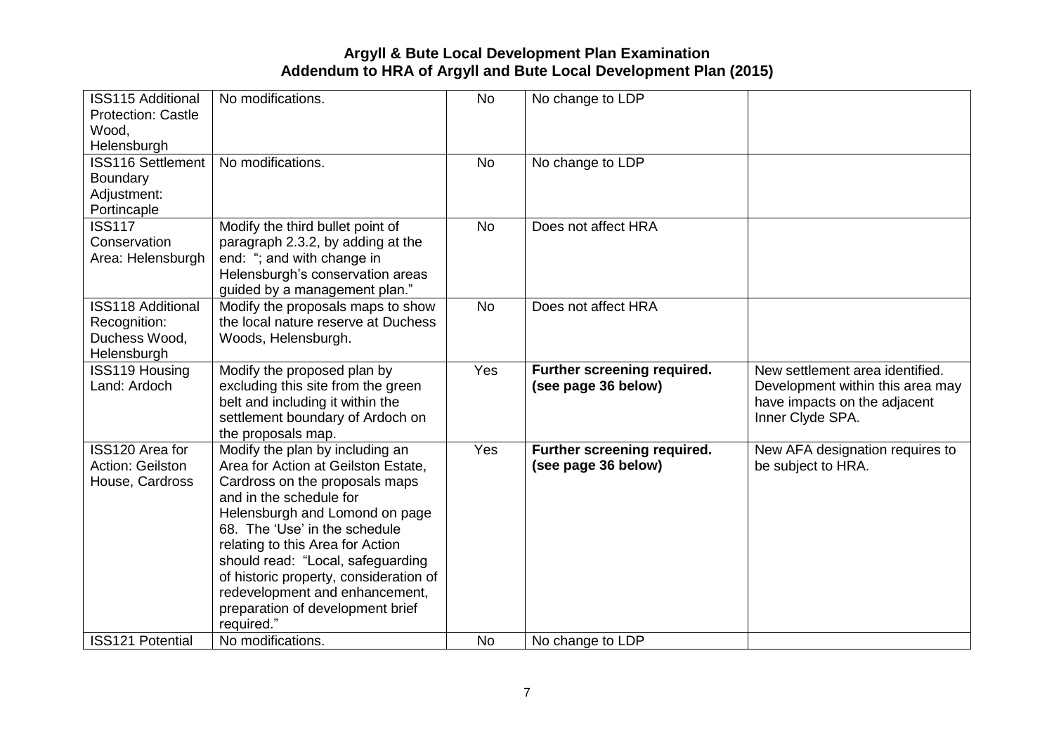| ISS115 Additional Protection: Castle Wood, Helensburgh | No modifications. | No | No change to LDP | |
|---|---|---|---|---|
| ISS116 Settlement Boundary Adjustment: Portincaple | No modifications. | No | No change to LDP | |
| ISS117 Conservation Area: Helensburgh | Modify the third bullet point of paragraph 2.3.2, by adding at the end: "; and with change in Helensburgh's conservation areas guided by a management plan." | No | Does not affect HRA | |
| ISS118 Additional Recognition: Duchess Wood, Helensburgh | Modify the proposals maps to show the local nature reserve at Duchess Woods, Helensburgh. | No | Does not affect HRA | |
| ISS119 Housing Land: Ardoch | Modify the proposed plan by excluding this site from the green belt and including it within the settlement boundary of Ardoch on the proposals map. | Yes | **Further screening required. (see page 36 below)** | New settlement area identified. Development within this area may have impacts on the adjacent Inner Clyde SPA. |
| ISS120 Area for Action: Geilston House, Cardross | Modify the plan by including an Area for Action at Geilston Estate, Cardross on the proposals maps and in the schedule for Helensburgh and Lomond on page 68. The 'Use' in the schedule relating to this Area for Action should read: "Local, safeguarding of historic property, consideration of redevelopment and enhancement, preparation of development brief required." | Yes | **Further screening required. (see page 36 below)** | New AFA designation requires to be subject to HRA. |
| ISS121 Potential | No modifications. | No | No change to LDP | |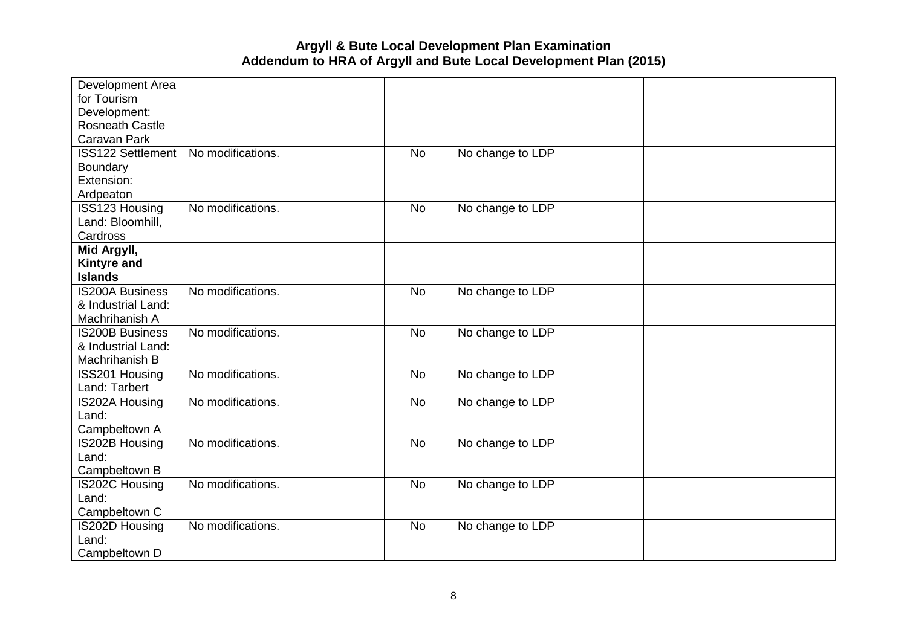| | | | | |
|---|---|---|---|---|
| Development Area for Tourism Development: Rosneath Castle Caravan Park | | | | |
| ISS122 Settlement Boundary Extension: Ardpeaton | No modifications. | No | No change to LDP | |
| ISS123 Housing Land: Bloomhill, Cardross | No modifications. | No | No change to LDP | |
| **Mid Argyll, Kintyre and Islands** | | | | |
| IS200A Business & Industrial Land: Machrihanish A | No modifications. | No | No change to LDP | |
| IS200B Business & Industrial Land: Machrihanish B | No modifications. | No | No change to LDP | |
| ISS201 Housing Land: Tarbert | No modifications. | No | No change to LDP | |
| IS202A Housing Land: Campbeltown A | No modifications. | No | No change to LDP | |
| IS202B Housing Land: Campbeltown B | No modifications. | No | No change to LDP | |
| IS202C Housing Land: Campbeltown C | No modifications. | No | No change to LDP | |
| IS202D Housing Land: Campbeltown D | No modifications. | No | No change to LDP | |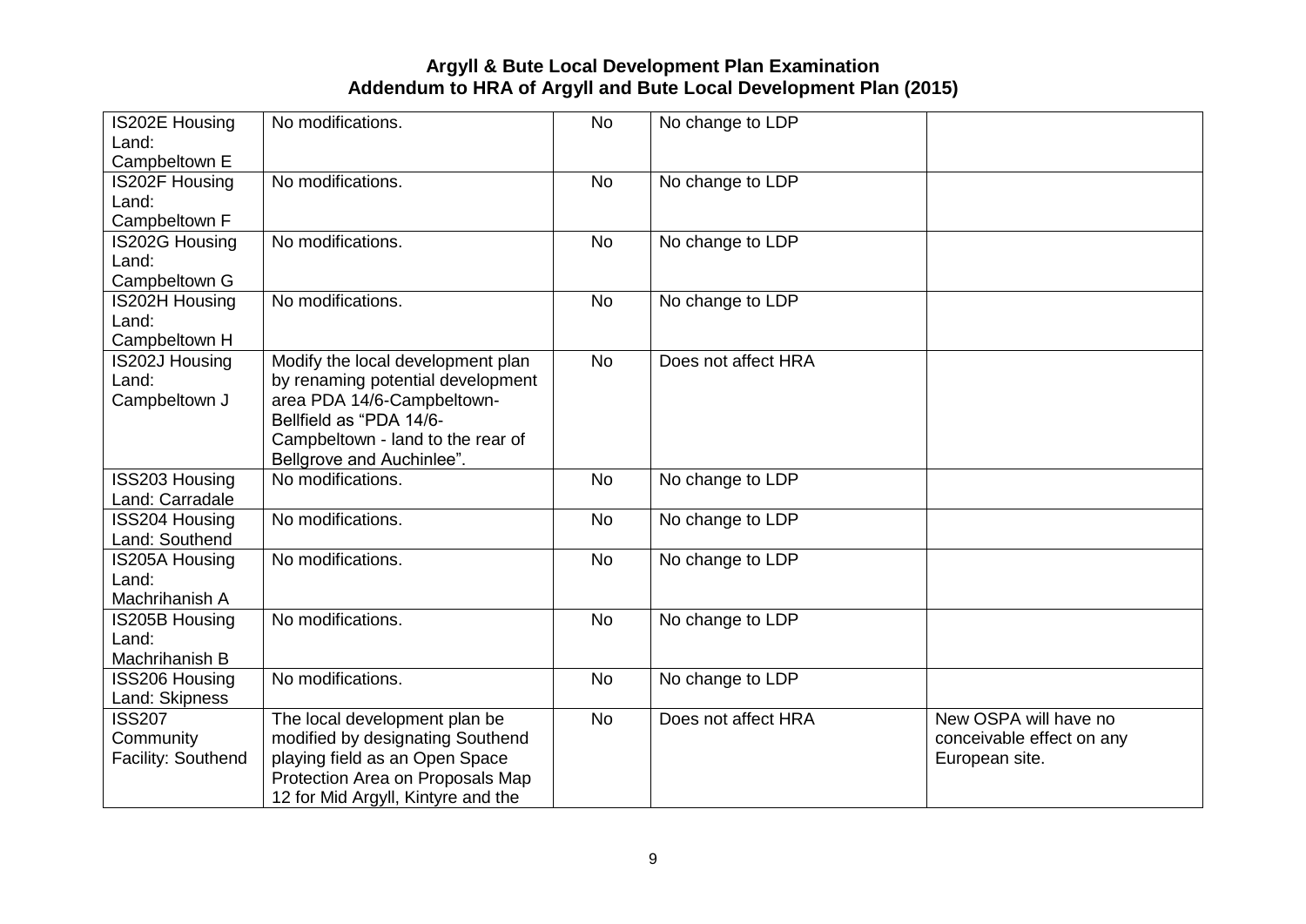| IS202E Housing Land: Campbeltown E | No modifications. | No | No change to LDP | |
|---|---|---|---|---|
| IS202F Housing Land: Campbeltown F | No modifications. | No | No change to LDP | |
| IS202G Housing Land: Campbeltown G | No modifications. | No | No change to LDP | |
| IS202H Housing Land: Campbeltown H | No modifications. | No | No change to LDP | |
| IS202J Housing Land: Campbeltown J | Modify the local development plan by renaming potential development area PDA 14/6-Campbeltown-Bellfield as "PDA 14/6-Campbeltown - land to the rear of Bellgrove and Auchinlee". | No | Does not affect HRA | |
| ISS203 Housing Land: Carradale | No modifications. | No | No change to LDP | |
| ISS204 Housing Land: Southend | No modifications. | No | No change to LDP | |
| IS205A Housing Land: Machrihanish A | No modifications. | No | No change to LDP | |
| IS205B Housing Land: Machrihanish B | No modifications. | No | No change to LDP | |
| ISS206 Housing Land: Skipness | No modifications. | No | No change to LDP | |
| ISS207 Community Facility: Southend | The local development plan be modified by designating Southend playing field as an Open Space Protection Area on Proposals Map 12 for Mid Argyll, Kintyre and the | No | Does not affect HRA | New OSPA will have no conceivable effect on any European site. |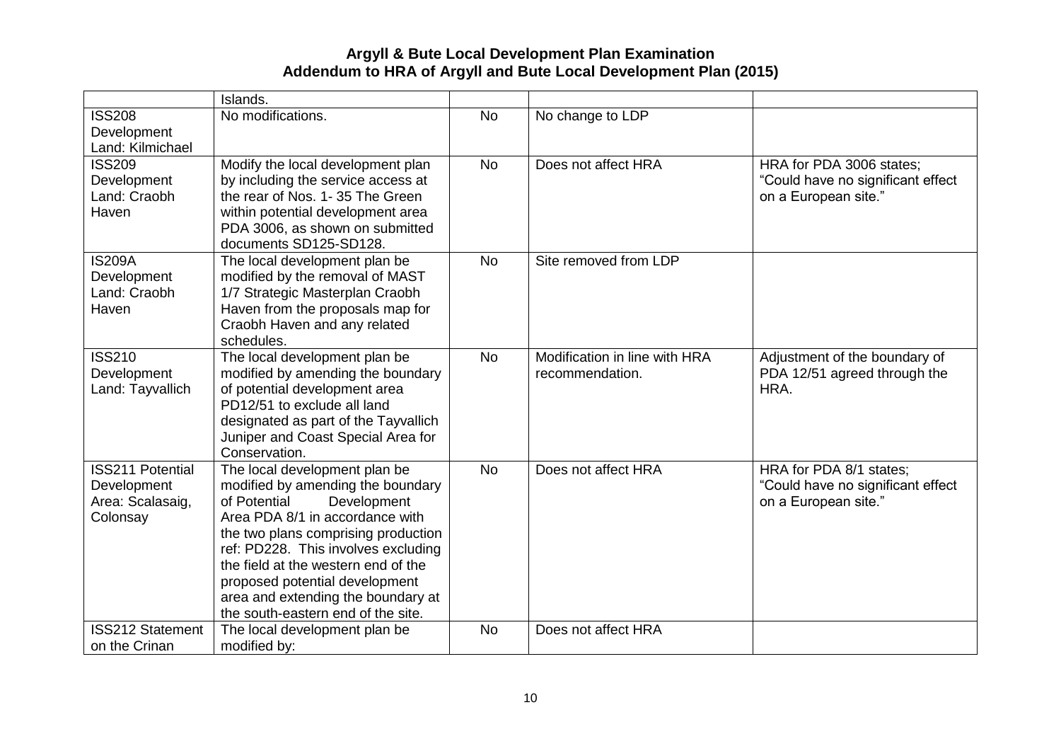| | Islands. | | | |
|---|---|---|---|---|
| ISS208 Development Land: Kilmichael | No modifications. | No | No change to LDP | |
| ISS209 Development Land: Craobh Haven | Modify the local development plan by including the service access at the rear of Nos. 1- 35 The Green within potential development area PDA 3006, as shown on submitted documents SD125-SD128. | No | Does not affect HRA | HRA for PDA 3006 states; "Could have no significant effect on a European site." |
| IS209A Development Land: Craobh Haven | The local development plan be modified by the removal of MAST 1/7 Strategic Masterplan Craobh Haven from the proposals map for Craobh Haven and any related schedules. | No | Site removed from LDP | |
| ISS210 Development Land: Tayvallich | The local development plan be modified by amending the boundary of potential development area PD12/51 to exclude all land designated as part of the Tayvallich Juniper and Coast Special Area for Conservation. | No | Modification in line with HRA recommendation. | Adjustment of the boundary of PDA 12/51 agreed through the HRA. |
| ISS211 Potential Development Area: Scalasaig, Colonsay | The local development plan be modified by amending the boundary of Potential Development Area PDA 8/1 in accordance with the two plans comprising production ref: PD228. This involves excluding the field at the western end of the proposed potential development area and extending the boundary at the south-eastern end of the site. | No | Does not affect HRA | HRA for PDA 8/1 states; "Could have no significant effect on a European site." |
| ISS212 Statement on the Crinan | The local development plan be modified by: | No | Does not affect HRA | |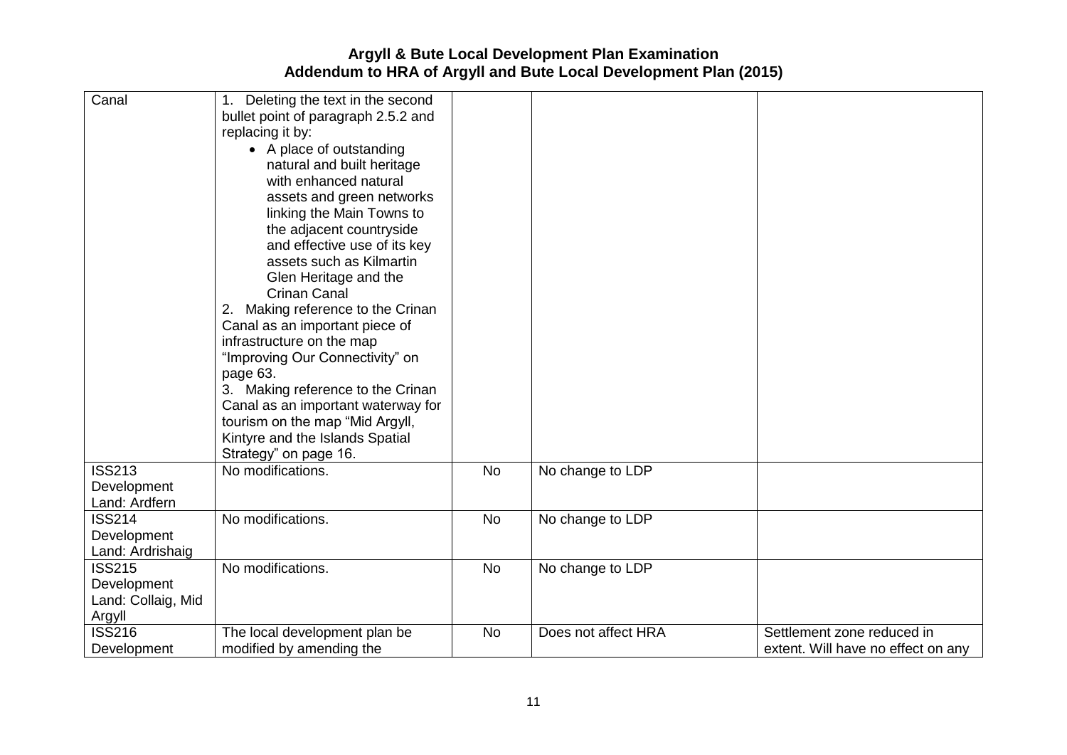| Canal | 1. Deleting the text in the second bullet point of paragraph 2.5.2 and replacing it by: <br>• A place of outstanding natural and built heritage with enhanced natural assets and green networks linking the Main Towns to the adjacent countryside and effective use of its key assets such as Kilmartin Glen Heritage and the Crinan Canal <br>2. Making reference to the Crinan Canal as an important piece of infrastructure on the map "Improving Our Connectivity" on page 63. <br>3. Making reference to the Crinan Canal as an important waterway for tourism on the map "Mid Argyll, Kintyre and the Islands Spatial Strategy" on page 16. | | | |
|---|---|---|---|---|
| ISS213 Development Land: Ardfern | No modifications. | No | No change to LDP | |
| ISS214 Development Land: Ardrishaig | No modifications. | No | No change to LDP | |
| ISS215 Development Land: Collaig, Mid Argyll | No modifications. | No | No change to LDP | |
| ISS216 Development | The local development plan be modified by amending the | No | Does not affect HRA | Settlement zone reduced in extent. Will have no effect on any |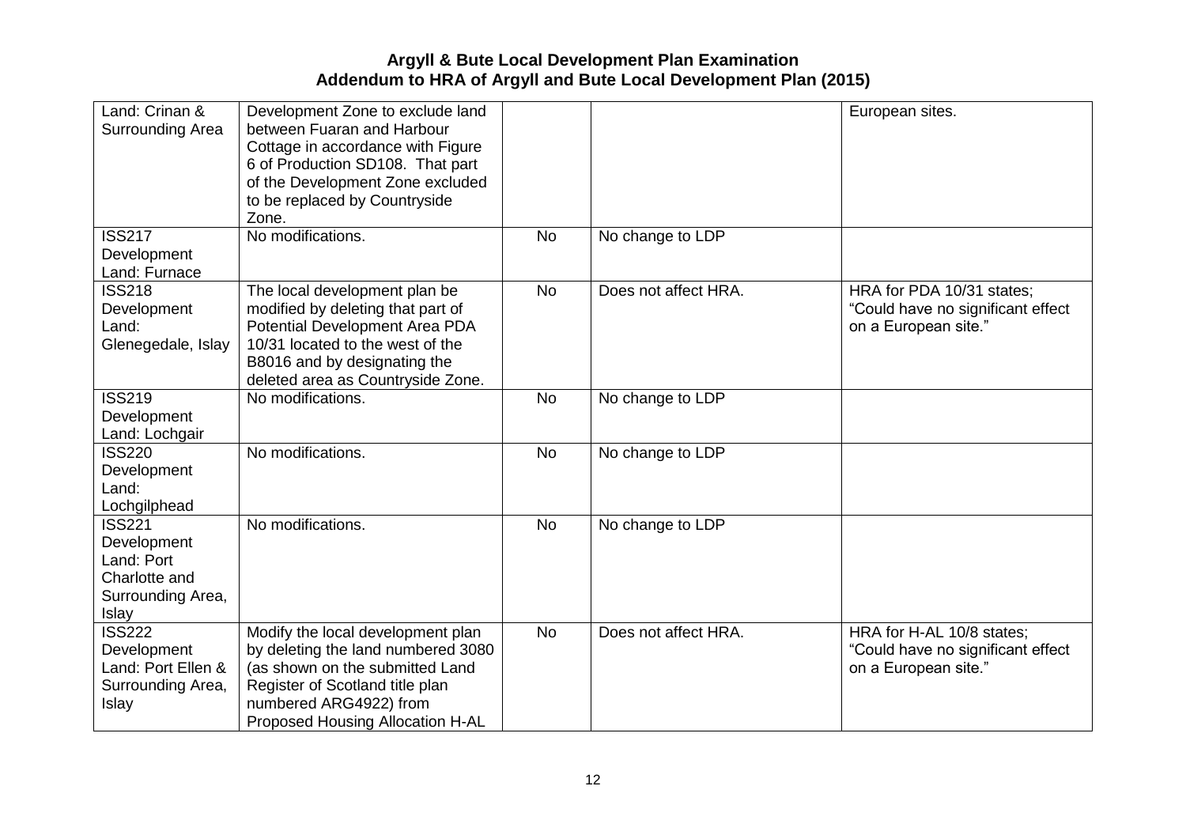| Land: Crinan & Surrounding Area | Development Zone to exclude land between Fuaran and Harbour Cottage in accordance with Figure 6 of Production SD108. That part of the Development Zone excluded to be replaced by Countryside Zone. | | | European sites. |
|---|---|---|---|---|
| ISS217 Development Land: Furnace | No modifications. | No | No change to LDP | |
| ISS218 Development Land: Glenegedale, Islay | The local development plan be modified by deleting that part of Potential Development Area PDA 10/31 located to the west of the B8016 and by designating the deleted area as Countryside Zone. | No | Does not affect HRA. | HRA for PDA 10/31 states; "Could have no significant effect on a European site." |
| ISS219 Development Land: Lochgair | No modifications. | No | No change to LDP | |
| ISS220 Development Land: Lochgilphead | No modifications. | No | No change to LDP | |
| ISS221 Development Land: Port Charlotte and Surrounding Area, Islay | No modifications. | No | No change to LDP | |
| ISS222 Development Land: Port Ellen & Surrounding Area, Islay | Modify the local development plan by deleting the land numbered 3080 (as shown on the submitted Land Register of Scotland title plan numbered ARG4922) from Proposed Housing Allocation H-AL | No | Does not affect HRA. | HRA for H-AL 10/8 states; "Could have no significant effect on a European site." |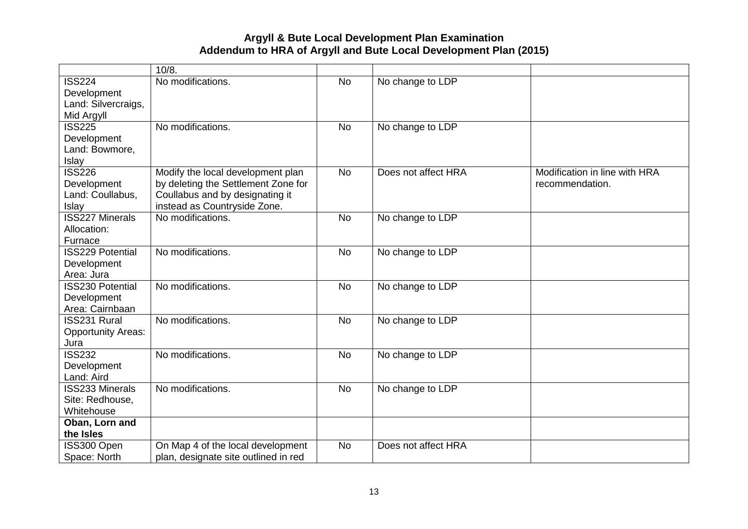| | 10/8. | | | |
|---|---|---|---|---|
| ISS224 Development Land: Silvercraigs, Mid Argyll | No modifications. | No | No change to LDP | |
| ISS225 Development Land: Bowmore, Islay | No modifications. | No | No change to LDP | |
| ISS226 Development Land: Coullabus, Islay | Modify the local development plan by deleting the Settlement Zone for Coullabus and by designating it instead as Countryside Zone. | No | Does not affect HRA | Modification in line with HRA recommendation. |
| ISS227 Minerals Allocation: Furnace | No modifications. | No | No change to LDP | |
| ISS229 Potential Development Area: Jura | No modifications. | No | No change to LDP | |
| ISS230 Potential Development Area: Cairnbaan | No modifications. | No | No change to LDP | |
| ISS231 Rural Opportunity Areas: Jura | No modifications. | No | No change to LDP | |
| ISS232 Development Land: Aird | No modifications. | No | No change to LDP | |
| ISS233 Minerals Site: Redhouse, Whitehouse | No modifications. | No | No change to LDP | |
| **Oban, Lorn and the Isles** | | | | |
| ISS300 Open Space: North | On Map 4 of the local development plan, designate site outlined in red | No | Does not affect HRA | |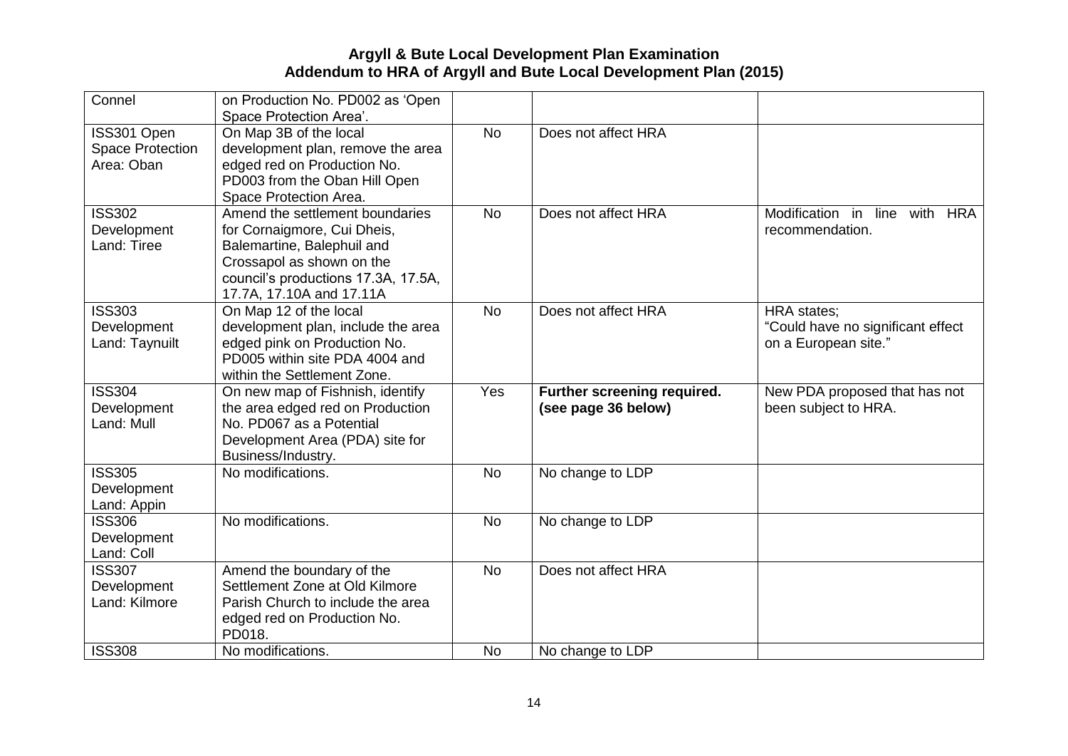| Connel | on Production No. PD002 as 'Open Space Protection Area'. | | | |
|---|---|---|---|---|
| ISS301 Open Space Protection Area: Oban | On Map 3B of the local development plan, remove the area edged red on Production No. PD003 from the Oban Hill Open Space Protection Area. | No | Does not affect HRA | |
| ISS302 Development Land: Tiree | Amend the settlement boundaries for Cornaigmore, Cui Dheis, Balemartine, Balephuil and Crossapol as shown on the council's productions 17.3A, 17.5A, 17.7A, 17.10A and 17.11A | No | Does not affect HRA | Modification in line with HRA recommendation. |
| ISS303 Development Land: Taynuilt | On Map 12 of the local development plan, include the area edged pink on Production No. PD005 within site PDA 4004 and within the Settlement Zone. | No | Does not affect HRA | HRA states; "Could have no significant effect on a European site." |
| ISS304 Development Land: Mull | On new map of Fishnish, identify the area edged red on Production No. PD067 as a Potential Development Area (PDA) site for Business/Industry. | Yes | **Further screening required. (see page 36 below)** | New PDA proposed that has not been subject to HRA. |
| ISS305 Development Land: Appin | No modifications. | No | No change to LDP | |
| ISS306 Development Land: Coll | No modifications. | No | No change to LDP | |
| ISS307 Development Land: Kilmore | Amend the boundary of the Settlement Zone at Old Kilmore Parish Church to include the area edged red on Production No. PD018. | No | Does not affect HRA | |
| ISS308 | No modifications. | No | No change to LDP | |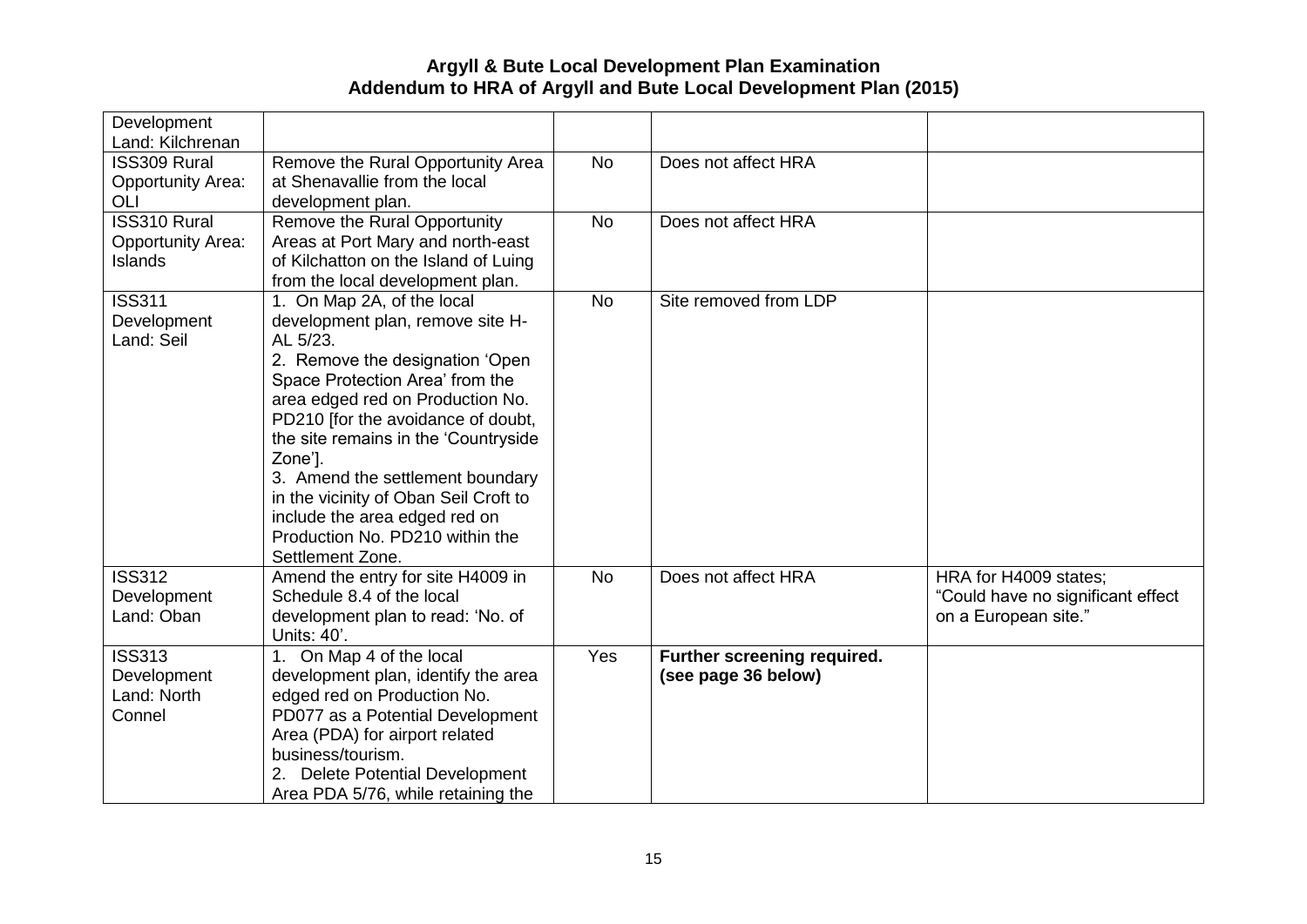| | | | | |
|---|---|---|---|---|
| Development Land: Kilchrenan | | | | |
| ISS309 Rural Opportunity Area: OLI | Remove the Rural Opportunity Area at Shenavallie from the local development plan. | No | Does not affect HRA | |
| ISS310 Rural Opportunity Area: Islands | Remove the Rural Opportunity Areas at Port Mary and north-east of Kilchatton on the Island of Luing from the local development plan. | No | Does not affect HRA | |
| ISS311 Development Land: Seil | 1. On Map 2A, of the local development plan, remove site H-AL 5/23.<br>2. Remove the designation 'Open Space Protection Area' from the area edged red on Production No. PD210 [for the avoidance of doubt, the site remains in the 'Countryside Zone'].<br>3. Amend the settlement boundary in the vicinity of Oban Seil Croft to include the area edged red on Production No. PD210 within the Settlement Zone. | No | Site removed from LDP | |
| ISS312 Development Land: Oban | Amend the entry for site H4009 in Schedule 8.4 of the local development plan to read: 'No. of Units: 40'. | No | Does not affect HRA | HRA for H4009 states; "Could have no significant effect on a European site." |
| ISS313 Development Land: North Connel | 1. On Map 4 of the local development plan, identify the area edged red on Production No. PD077 as a Potential Development Area (PDA) for airport related business/tourism.<br>2. Delete Potential Development Area PDA 5/76, while retaining the | Yes | **Further screening required. (see page 36 below)** | |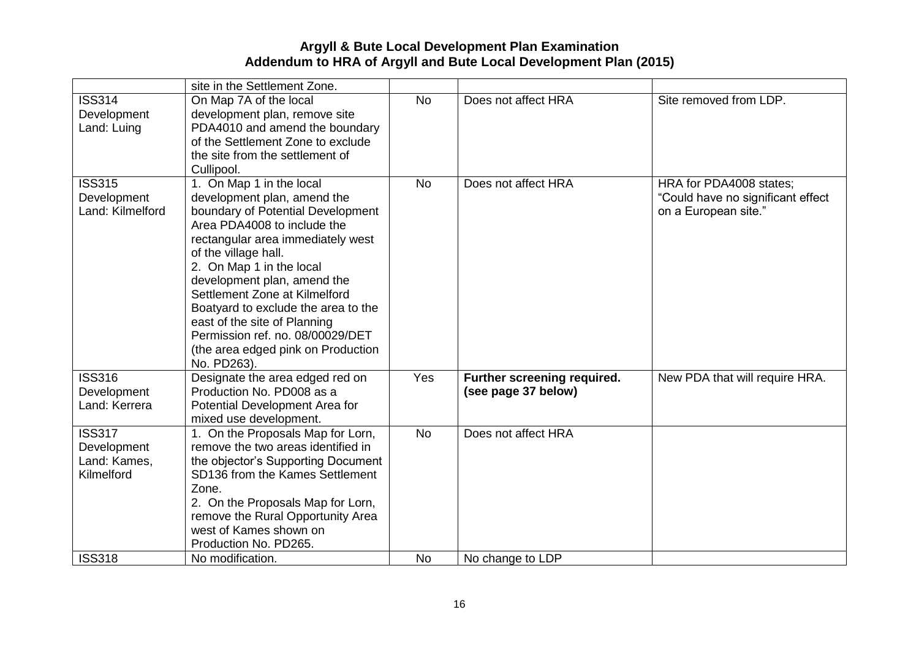| | site in the Settlement Zone. | | | |
|---|---|---|---|---|
| ISS314 Development Land: Luing | On Map 7A of the local development plan, remove site PDA4010 and amend the boundary of the Settlement Zone to exclude the site from the settlement of Cullipool. | No | Does not affect HRA | Site removed from LDP. |
| ISS315 Development Land: Kilmelford | 1. On Map 1 in the local development plan, amend the boundary of Potential Development Area PDA4008 to include the rectangular area immediately west of the village hall.<br>2. On Map 1 in the local development plan, amend the Settlement Zone at Kilmelford Boatyard to exclude the area to the east of the site of Planning Permission ref. no. 08/00029/DET (the area edged pink on Production No. PD263). | No | Does not affect HRA | HRA for PDA4008 states; “Could have no significant effect on a European site.” |
| ISS316 Development Land: Kerrera | Designate the area edged red on Production No. PD008 as a Potential Development Area for mixed use development. | Yes | **Further screening required. (see page 37 below)** | New PDA that will require HRA. |
| ISS317 Development Land: Kames, Kilmelford | 1. On the Proposals Map for Lorn, remove the two areas identified in the objector’s Supporting Document SD136 from the Kames Settlement Zone.<br>2. On the Proposals Map for Lorn, remove the Rural Opportunity Area west of Kames shown on Production No. PD265. | No | Does not affect HRA | |
| ISS318 | No modification. | No | No change to LDP | |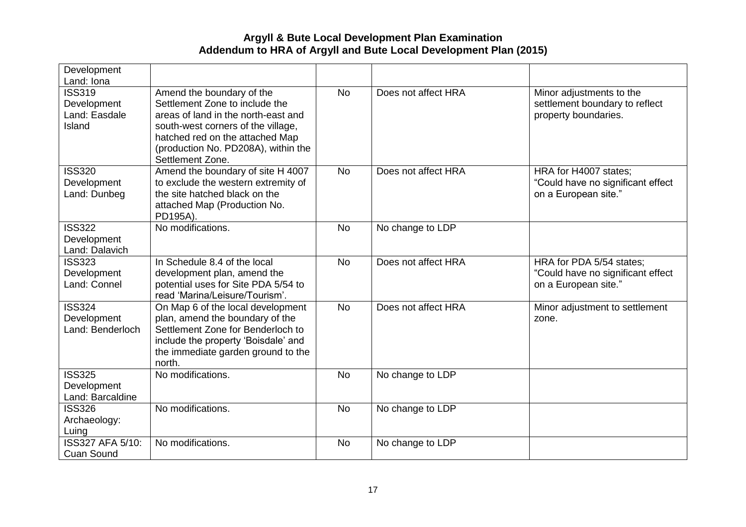| | | | | |
|---|---|---|---|---|
| Development Land: Iona | | | | |
| ISS319 Development Land: Easdale Island | Amend the boundary of the Settlement Zone to include the areas of land in the north-east and south-west corners of the village, hatched red on the attached Map (production No. PD208A), within the Settlement Zone. | No | Does not affect HRA | Minor adjustments to the settlement boundary to reflect property boundaries. |
| ISS320 Development Land: Dunbeg | Amend the boundary of site H 4007 to exclude the western extremity of the site hatched black on the attached Map (Production No. PD195A). | No | Does not affect HRA | HRA for H4007 states; "Could have no significant effect on a European site." |
| ISS322 Development Land: Dalavich | No modifications. | No | No change to LDP | |
| ISS323 Development Land: Connel | In Schedule 8.4 of the local development plan, amend the potential uses for Site PDA 5/54 to read 'Marina/Leisure/Tourism'. | No | Does not affect HRA | HRA for PDA 5/54 states; "Could have no significant effect on a European site." |
| ISS324 Development Land: Benderloch | On Map 6 of the local development plan, amend the boundary of the Settlement Zone for Benderloch to include the property 'Boisdale' and the immediate garden ground to the north. | No | Does not affect HRA | Minor adjustment to settlement zone. |
| ISS325 Development Land: Barcaldine | No modifications. | No | No change to LDP | |
| ISS326 Archaeology: Luing | No modifications. | No | No change to LDP | |
| ISS327 AFA 5/10: Cuan Sound | No modifications. | No | No change to LDP | |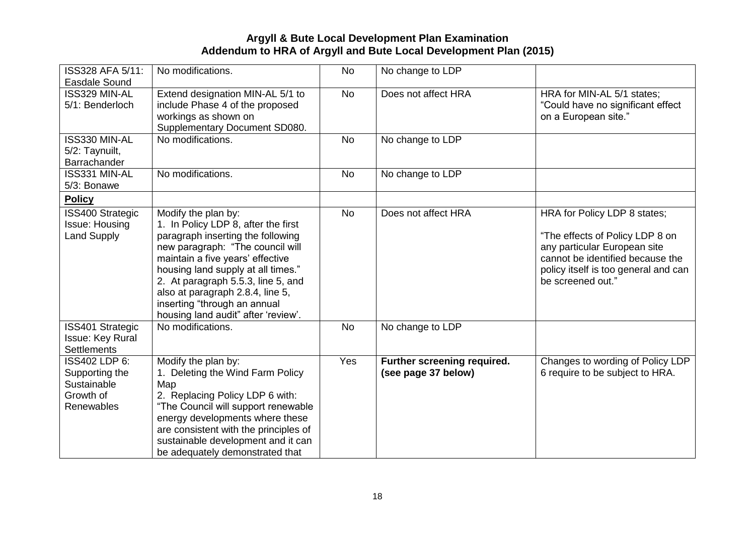| ISS328 AFA 5/11: Easdale Sound | No modifications. | No | No change to LDP | |
|---|---|---|---|---|
| ISS329 MIN-AL 5/1: Benderloch | Extend designation MIN-AL 5/1 to include Phase 4 of the proposed workings as shown on Supplementary Document SD080. | No | Does not affect HRA | HRA for MIN-AL 5/1 states; "Could have no significant effect on a European site." |
| ISS330 MIN-AL 5/2: Taynuilt, Barrachander | No modifications. | No | No change to LDP | |
| ISS331 MIN-AL 5/3: Bonawe | No modifications. | No | No change to LDP | |
| **Policy** | | | | |
| ISS400 Strategic Issue: Housing Land Supply | Modify the plan by:<br>1. In Policy LDP 8, after the first paragraph inserting the following new paragraph: "The council will maintain a five years' effective housing land supply at all times."<br>2. At paragraph 5.5.3, line 5, and also at paragraph 2.8.4, line 5, inserting "through an annual housing land audit" after 'review'. | No | Does not affect HRA | HRA for Policy LDP 8 states;<br><br>"The effects of Policy LDP 8 on any particular European site cannot be identified because the policy itself is too general and can be screened out." |
| ISS401 Strategic Issue: Key Rural Settlements | No modifications. | No | No change to LDP | |
| ISS402 LDP 6: Supporting the Sustainable Growth of Renewables | Modify the plan by:<br>1. Deleting the Wind Farm Policy Map<br>2. Replacing Policy LDP 6 with: "The Council will support renewable energy developments where these are consistent with the principles of sustainable development and it can be adequately demonstrated that | Yes | **Further screening required. (see page 37 below)** | Changes to wording of Policy LDP 6 require to be subject to HRA. |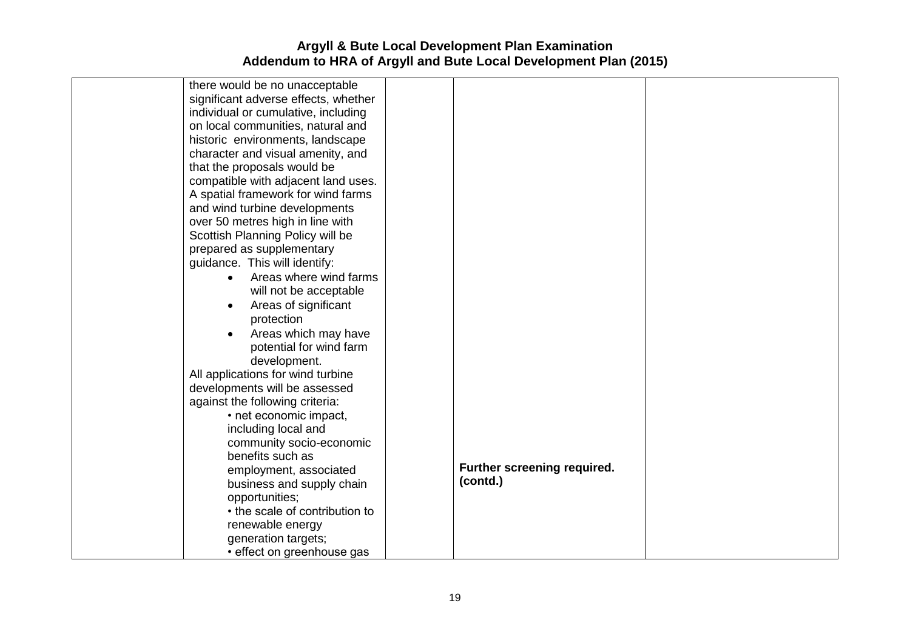| | | | | |
|---|---|---|---|---|
| | there would be no unacceptable significant adverse effects, whether individual or cumulative, including on local communities, natural and historic environments, landscape character and visual amenity, and that the proposals would be compatible with adjacent land uses.<br>A spatial framework for wind farms and wind turbine developments over 50 metres high in line with Scottish Planning Policy will be prepared as supplementary guidance. This will identify:<br>• Areas where wind farms will not be acceptable<br>• Areas of significant protection<br>• Areas which may have potential for wind farm development.<br>All applications for wind turbine developments will be assessed against the following criteria:<br>• net economic impact, including local and community socio-economic benefits such as employment, associated business and supply chain opportunities;<br>• the scale of contribution to renewable energy generation targets;<br>• effect on greenhouse gas | | **Further screening required. (contd.)** | |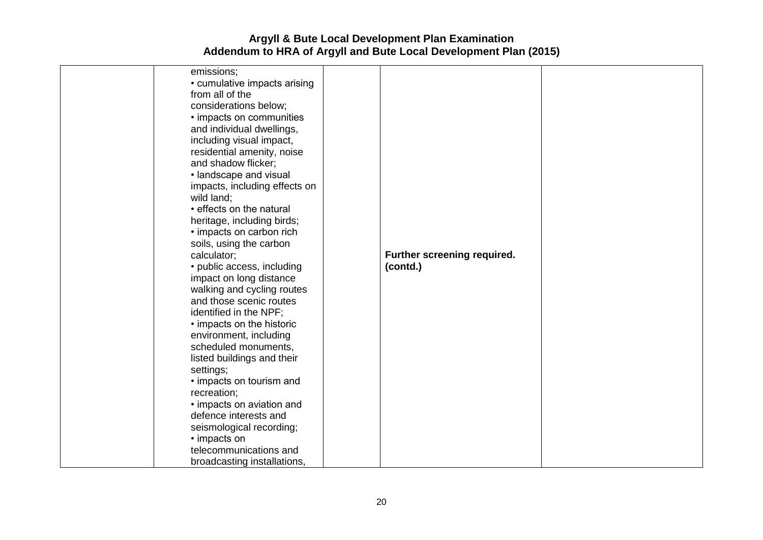| | | | | |
|---|---|---|---|---|
| | emissions;<br>• cumulative impacts arising from all of the considerations below;<br>• impacts on communities and individual dwellings, including visual impact, residential amenity, noise and shadow flicker;<br>• landscape and visual impacts, including effects on wild land;<br>• effects on the natural heritage, including birds;<br>• impacts on carbon rich soils, using the carbon calculator;<br>• public access, including impact on long distance walking and cycling routes and those scenic routes identified in the NPF;<br>• impacts on the historic environment, including scheduled monuments, listed buildings and their settings;<br>• impacts on tourism and recreation;<br>• impacts on aviation and defence interests and seismological recording;<br>• impacts on telecommunications and broadcasting installations, | | **Further screening required. (contd.)** | |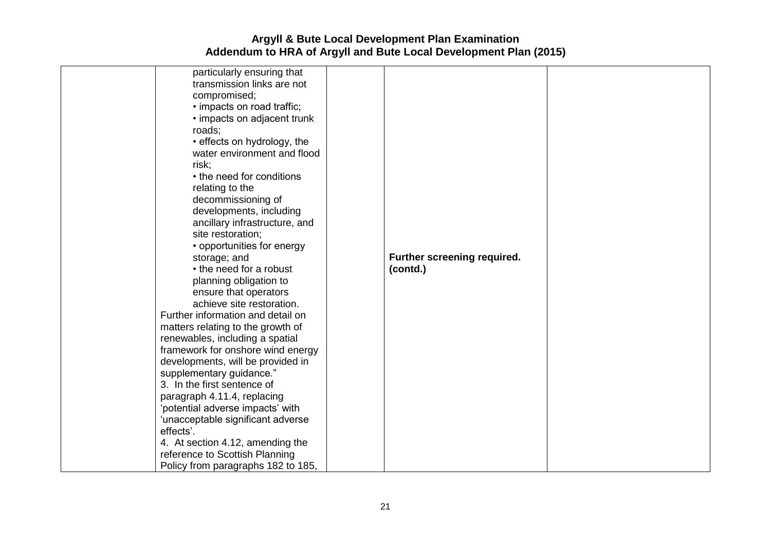| | | | | |
|---|---|---|---|---|
| | particularly ensuring that transmission links are not compromised;<br>• impacts on road traffic;<br>• impacts on adjacent trunk roads;<br>• effects on hydrology, the water environment and flood risk;<br>• the need for conditions relating to the decommissioning of developments, including ancillary infrastructure, and site restoration;<br>• opportunities for energy storage; and<br>• the need for a robust planning obligation to ensure that operators achieve site restoration.<br>Further information and detail on matters relating to the growth of renewables, including a spatial framework for onshore wind energy developments, will be provided in supplementary guidance."<br>3. In the first sentence of paragraph 4.11.4, replacing 'potential adverse impacts' with 'unacceptable significant adverse effects'.<br>4. At section 4.12, amending the reference to Scottish Planning Policy from paragraphs 182 to 185, | | **Further screening required. (contd.)** | |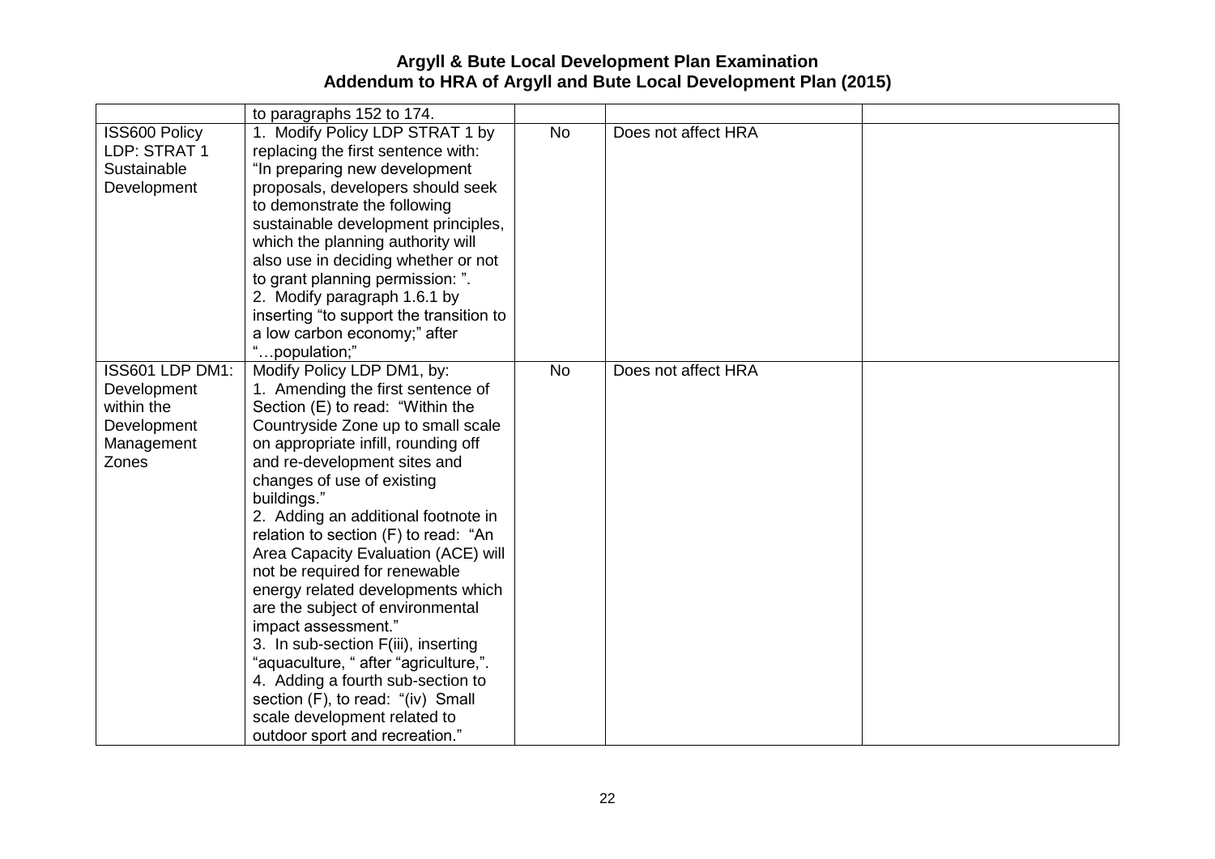# Argyll & Bute Local Development Plan Examination
## Addendum to HRA of Argyll and Bute Local Development Plan (2015)

| | | | | |
|---|---|---|---|---|
| | to paragraphs 152 to 174. | | | |
| ISS600 Policy LDP: STRAT 1 Sustainable Development | 1. Modify Policy LDP STRAT 1 by replacing the first sentence with: "In preparing new development proposals, developers should seek to demonstrate the following sustainable development principles, which the planning authority will also use in deciding whether or not to grant planning permission: ".<br>2. Modify paragraph 1.6.1 by inserting "to support the transition to a low carbon economy;" after "…population;" | No | Does not affect HRA | |
| ISS601 LDP DM1: Development within the Development Management Zones | Modify Policy LDP DM1, by:<br>1. Amending the first sentence of Section (E) to read: "Within the Countryside Zone up to small scale on appropriate infill, rounding off and re-development sites and changes of use of existing buildings."<br>2. Adding an additional footnote in relation to section (F) to read: "An Area Capacity Evaluation (ACE) will not be required for renewable energy related developments which are the subject of environmental impact assessment."<br>3. In sub-section F(iii), inserting "aquaculture, " after "agriculture,".<br>4. Adding a fourth sub-section to section (F), to read: "(iv) Small scale development related to outdoor sport and recreation." | No | Does not affect HRA | |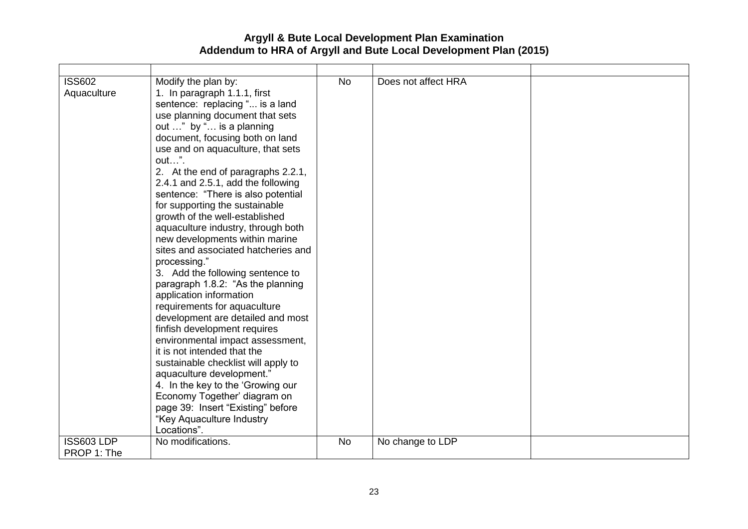# Argyll & Bute Local Development Plan Examination
## Addendum to HRA of Argyll and Bute Local Development Plan (2015)

| | | | | |
|---|---|---|---|---|
| ISS602 Aquaculture | Modify the plan by:<br>1. In paragraph 1.1.1, first sentence: replacing "... is a land use planning document that sets out …" by "… is a planning document, focusing both on land use and on aquaculture, that sets out…".<br>2. At the end of paragraphs 2.2.1, 2.4.1 and 2.5.1, add the following sentence: "There is also potential for supporting the sustainable growth of the well-established aquaculture industry, through both new developments within marine sites and associated hatcheries and processing."<br>3. Add the following sentence to paragraph 1.8.2: "As the planning application information requirements for aquaculture development are detailed and most finfish development requires environmental impact assessment, it is not intended that the sustainable checklist will apply to aquaculture development."<br>4. In the key to the 'Growing our Economy Together' diagram on page 39: Insert "Existing" before "Key Aquaculture Industry Locations". | No | Does not affect HRA | |
| ISS603 LDP PROP 1: The | No modifications. | No | No change to LDP | |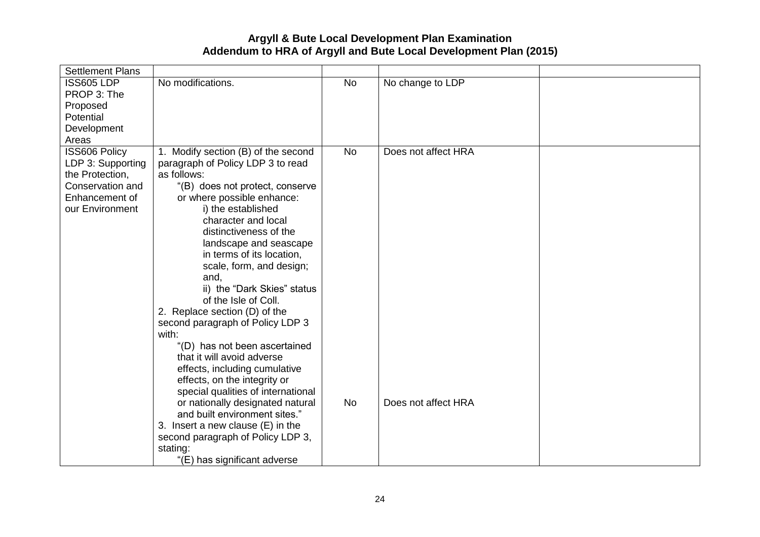| Settlement Plans | | | | |
|---|---|---|---|---|
| ISS605 LDP PROP 3: The Proposed Potential Development Areas | No modifications. | No | No change to LDP | |
| ISS606 Policy LDP 3: Supporting the Protection, Conservation and Enhancement of our Environment | 1. Modify section (B) of the second paragraph of Policy LDP 3 to read as follows:<br>"(B) does not protect, conserve or where possible enhance:<br>i) the established character and local distinctiveness of the landscape and seascape in terms of its location, scale, form, and design; and,<br>ii) the "Dark Skies" status of the Isle of Coll.<br>2. Replace section (D) of the second paragraph of Policy LDP 3 with:<br>"(D) has not been ascertained that it will avoid adverse effects, including cumulative effects, on the integrity or special qualities of international or nationally designated natural and built environment sites."<br>3. Insert a new clause (E) in the second paragraph of Policy LDP 3, stating:<br>"(E) has significant adverse | No<br><br><br><br><br><br><br><br><br><br><br><br><br><br><br><br><br><br><br><br><br><br><br><br><br><br>No | Does not affect HRA<br><br><br><br><br><br><br><br><br><br><br><br><br><br><br><br><br><br><br><br><br><br><br><br><br><br>Does not affect HRA | |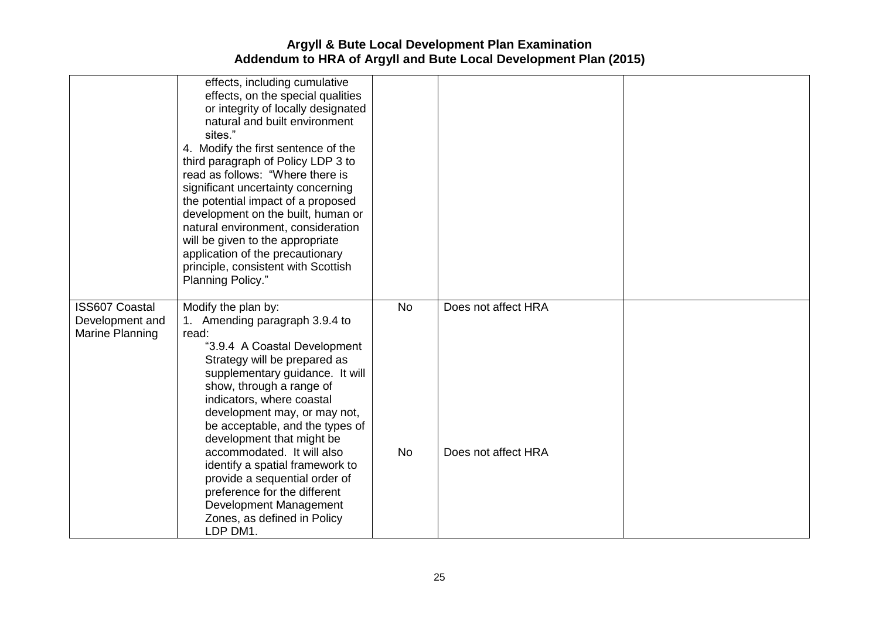| | | | | |
|---|---|---|---|---|
| | effects, including cumulative effects, on the special qualities or integrity of locally designated natural and built environment sites."<br>4. Modify the first sentence of the third paragraph of Policy LDP 3 to read as follows: "Where there is significant uncertainty concerning the potential impact of a proposed development on the built, human or natural environment, consideration will be given to the appropriate application of the precautionary principle, consistent with Scottish Planning Policy." | | | |
| ISS607 Coastal Development and Marine Planning | Modify the plan by:<br>1. Amending paragraph 3.9.4 to read:<br>"3.9.4 A Coastal Development Strategy will be prepared as supplementary guidance. It will show, through a range of indicators, where coastal development may, or may not, be acceptable, and the types of development that might be accommodated. It will also identify a spatial framework to provide a sequential order of preference for the different Development Management Zones, as defined in Policy LDP DM1. | No<br><br>No | Does not affect HRA<br><br>Does not affect HRA | |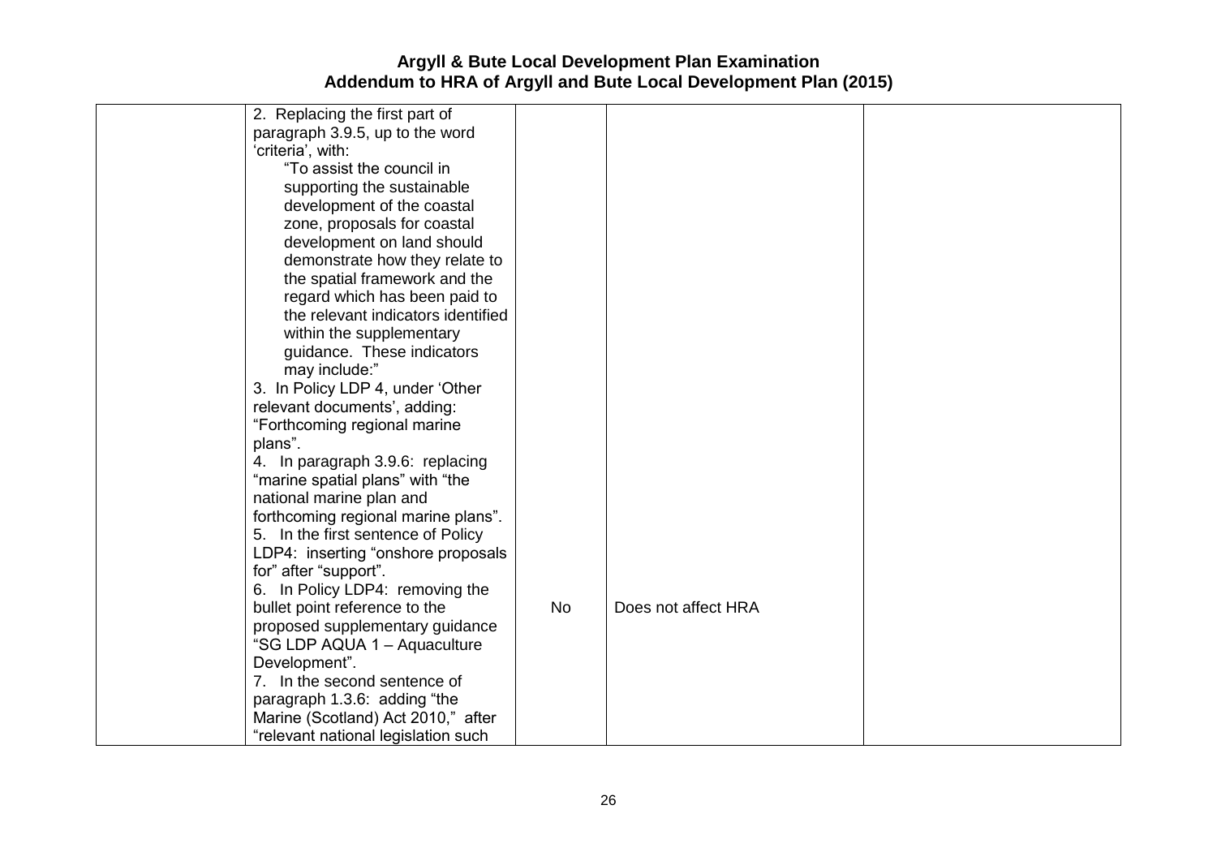| | | | | |
|---|---|---|---|---|
| | 2. Replacing the first part of paragraph 3.9.5, up to the word 'criteria', with: "To assist the council in supporting the sustainable development of the coastal zone, proposals for coastal development on land should demonstrate how they relate to the spatial framework and the regard which has been paid to the relevant indicators identified within the supplementary guidance. These indicators may include:"<br>3. In Policy LDP 4, under 'Other relevant documents', adding: "Forthcoming regional marine plans".<br>4. In paragraph 3.9.6: replacing "marine spatial plans" with "the national marine plan and forthcoming regional marine plans".<br>5. In the first sentence of Policy LDP4: inserting "onshore proposals for" after "support".<br>6. In Policy LDP4: removing the bullet point reference to the proposed supplementary guidance "SG LDP AQUA 1 – Aquaculture Development".<br>7. In the second sentence of paragraph 1.3.6: adding "the Marine (Scotland) Act 2010," after "relevant national legislation such | No | Does not affect HRA | |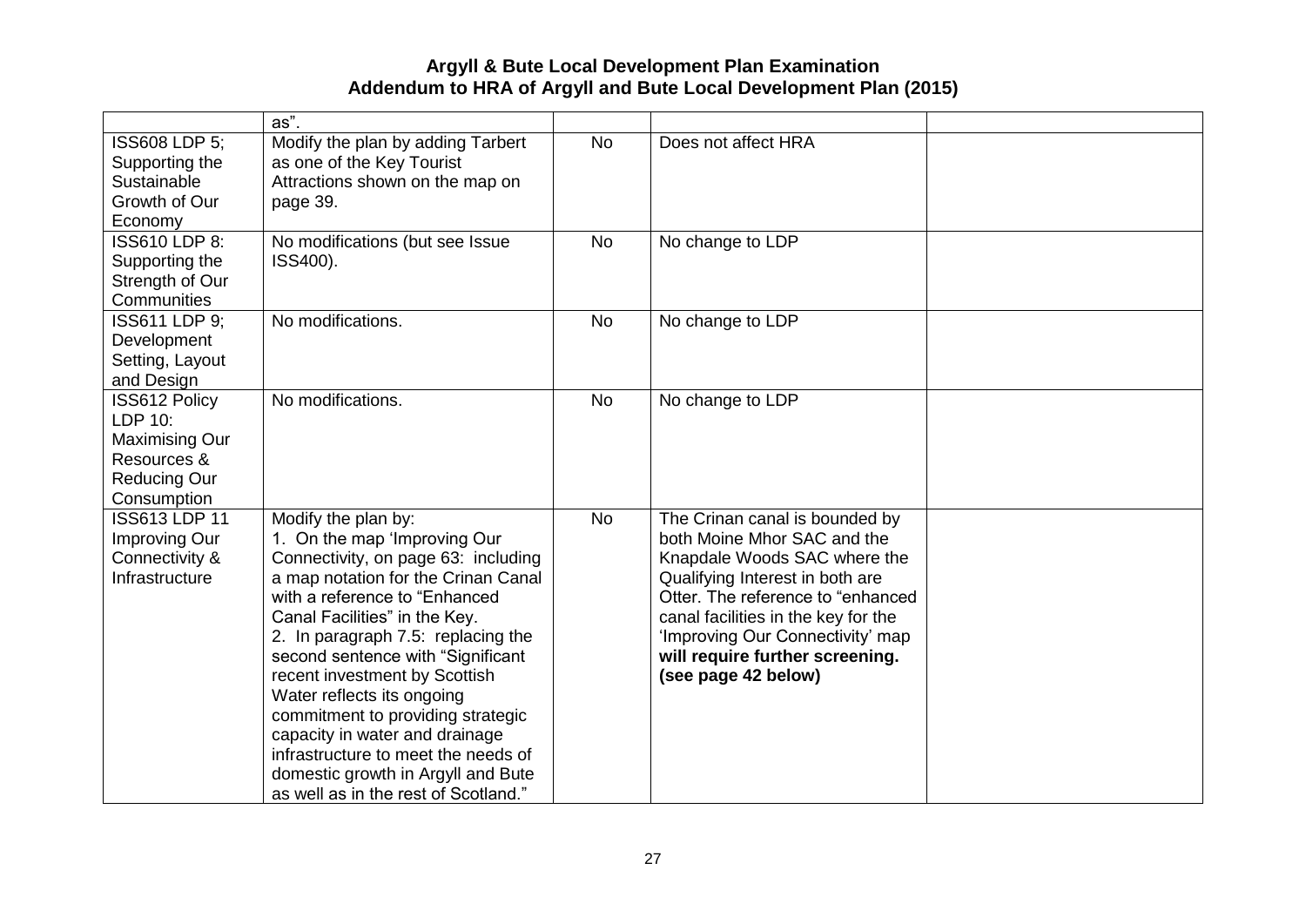| | as". | | | |
|---|---|---|---|---|
| ISS608 LDP 5; Supporting the Sustainable Growth of Our Economy | Modify the plan by adding Tarbert as one of the Key Tourist Attractions shown on the map on page 39. | No | Does not affect HRA | |
| ISS610 LDP 8: Supporting the Strength of Our Communities | No modifications (but see Issue ISS400). | No | No change to LDP | |
| ISS611 LDP 9; Development Setting, Layout and Design | No modifications. | No | No change to LDP | |
| ISS612 Policy LDP 10: Maximising Our Resources & Reducing Our Consumption | No modifications. | No | No change to LDP | |
| ISS613 LDP 11 Improving Our Connectivity & Infrastructure | Modify the plan by:<br>1. On the map 'Improving Our Connectivity, on page 63: including a map notation for the Crinan Canal with a reference to "Enhanced Canal Facilities" in the Key.<br>2. In paragraph 7.5: replacing the second sentence with "Significant recent investment by Scottish Water reflects its ongoing commitment to providing strategic capacity in water and drainage infrastructure to meet the needs of domestic growth in Argyll and Bute as well as in the rest of Scotland." | No | The Crinan canal is bounded by both Moine Mhor SAC and the Knapdale Woods SAC where the Qualifying Interest in both are Otter. The reference to "enhanced canal facilities in the key for the 'Improving Our Connectivity' map **will require further screening. (see page 42 below)** | |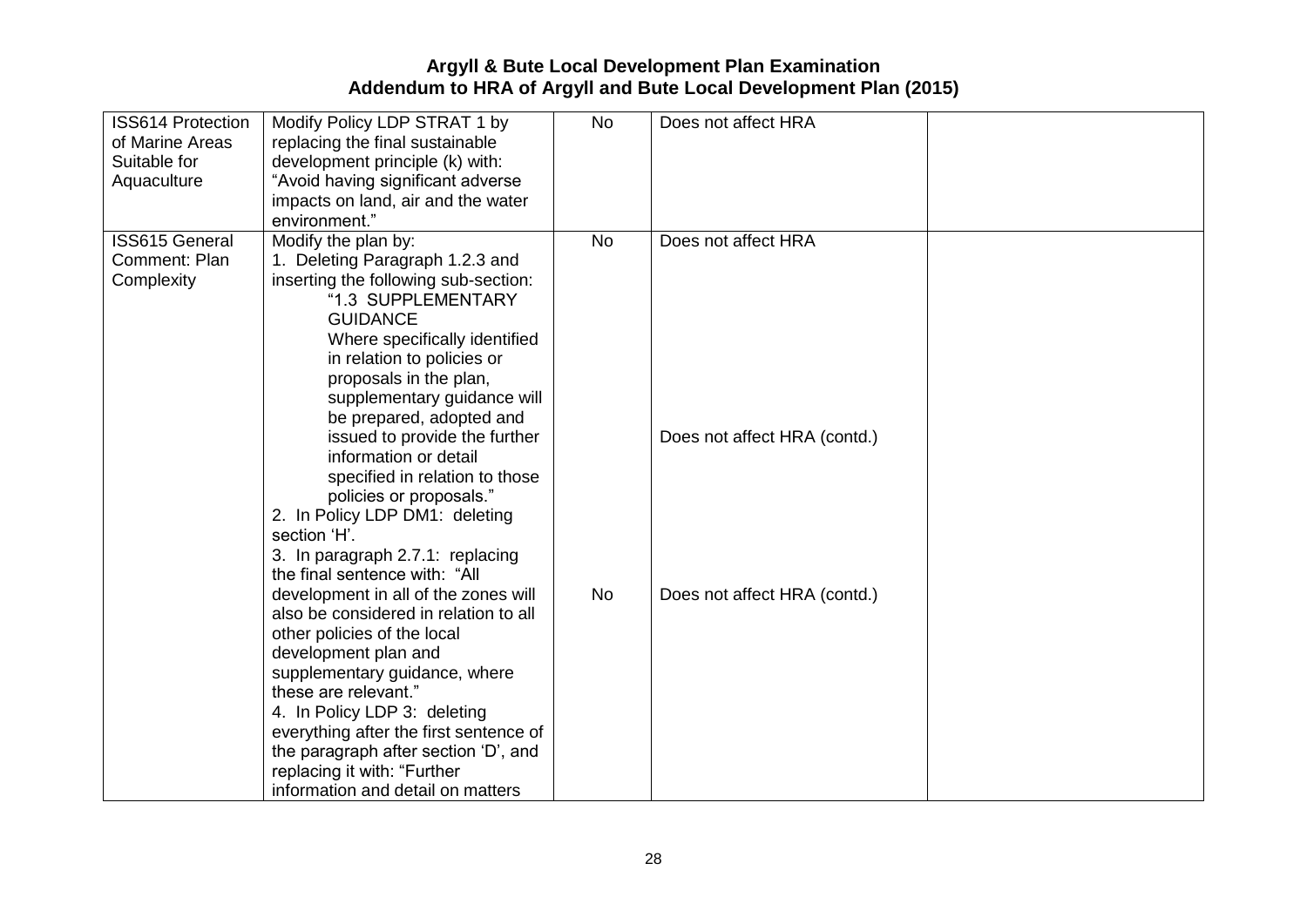# Argyll & Bute Local Development Plan Examination
## Addendum to HRA of Argyll and Bute Local Development Plan (2015)

| | | | | |
|---|---|---|---|---|
| ISS614 Protection of Marine Areas Suitable for Aquaculture | Modify Policy LDP STRAT 1 by replacing the final sustainable development principle (k) with: "Avoid having significant adverse impacts on land, air and the water environment." | No | Does not affect HRA | |
| ISS615 General Comment: Plan Complexity | Modify the plan by:<br>1. Deleting Paragraph 1.2.3 and inserting the following sub-section:<br>"1.3 SUPPLEMENTARY GUIDANCE<br>Where specifically identified in relation to policies or proposals in the plan, supplementary guidance will be prepared, adopted and issued to provide the further information or detail specified in relation to those policies or proposals."<br>2. In Policy LDP DM1: deleting section 'H'.<br>3. In paragraph 2.7.1: replacing the final sentence with: "All development in all of the zones will also be considered in relation to all other policies of the local development plan and supplementary guidance, where these are relevant."<br>4. In Policy LDP 3: deleting everything after the first sentence of the paragraph after section 'D', and replacing it with: "Further information and detail on matters | No<br><br>No | Does not affect HRA<br><br>Does not affect HRA (contd.)<br><br>Does not affect HRA (contd.) | |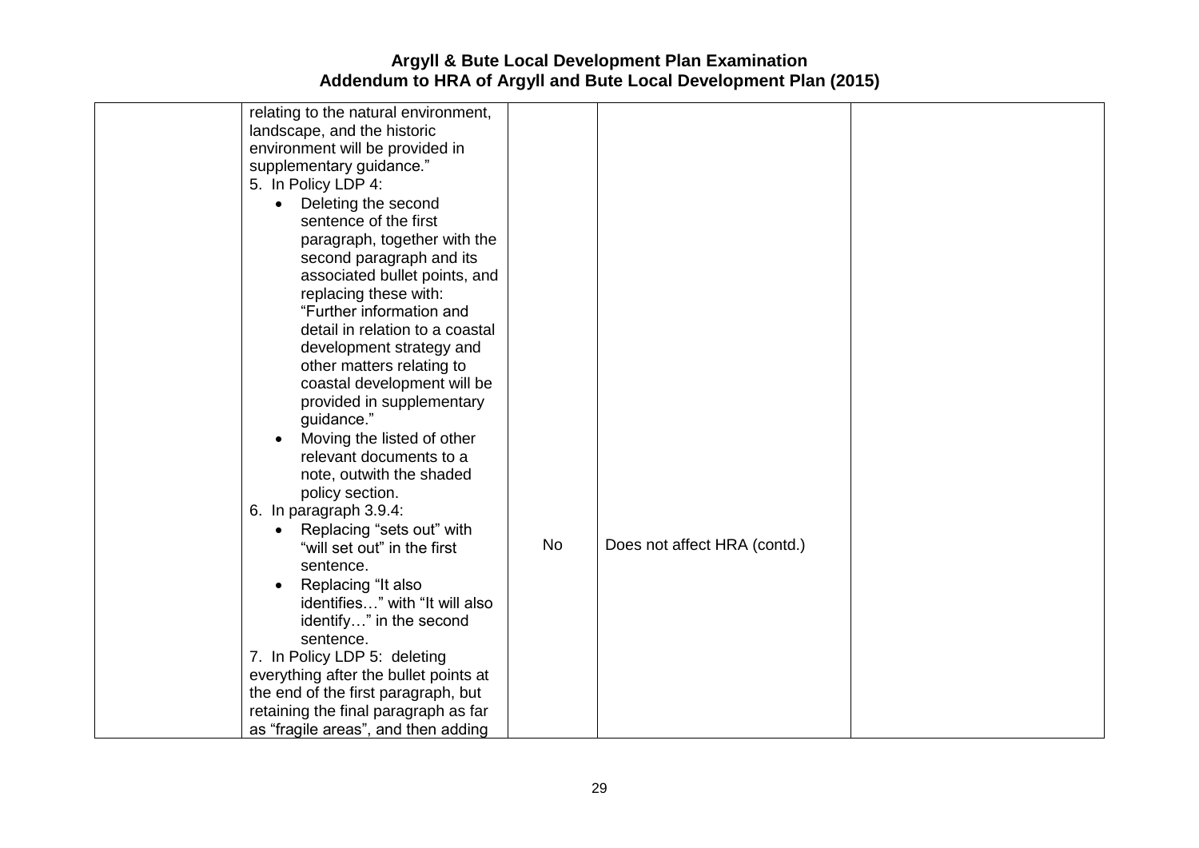| | | | | |
|---|---|---|---|---|
| | relating to the natural environment, landscape, and the historic environment will be provided in supplementary guidance."<br>5. In Policy LDP 4:<br>• Deleting the second sentence of the first paragraph, together with the second paragraph and its associated bullet points, and replacing these with: "Further information and detail in relation to a coastal development strategy and other matters relating to coastal development will be provided in supplementary guidance."<br>• Moving the listed of other relevant documents to a note, outwith the shaded policy section.<br>6. In paragraph 3.9.4:<br>• Replacing "sets out" with "will set out" in the first sentence.<br>• Replacing "It also identifies…" with "It will also identify…" in the second sentence.<br>7. In Policy LDP 5: deleting everything after the bullet points at the end of the first paragraph, but retaining the final paragraph as far as "fragile areas", and then adding | No | Does not affect HRA (contd.) | |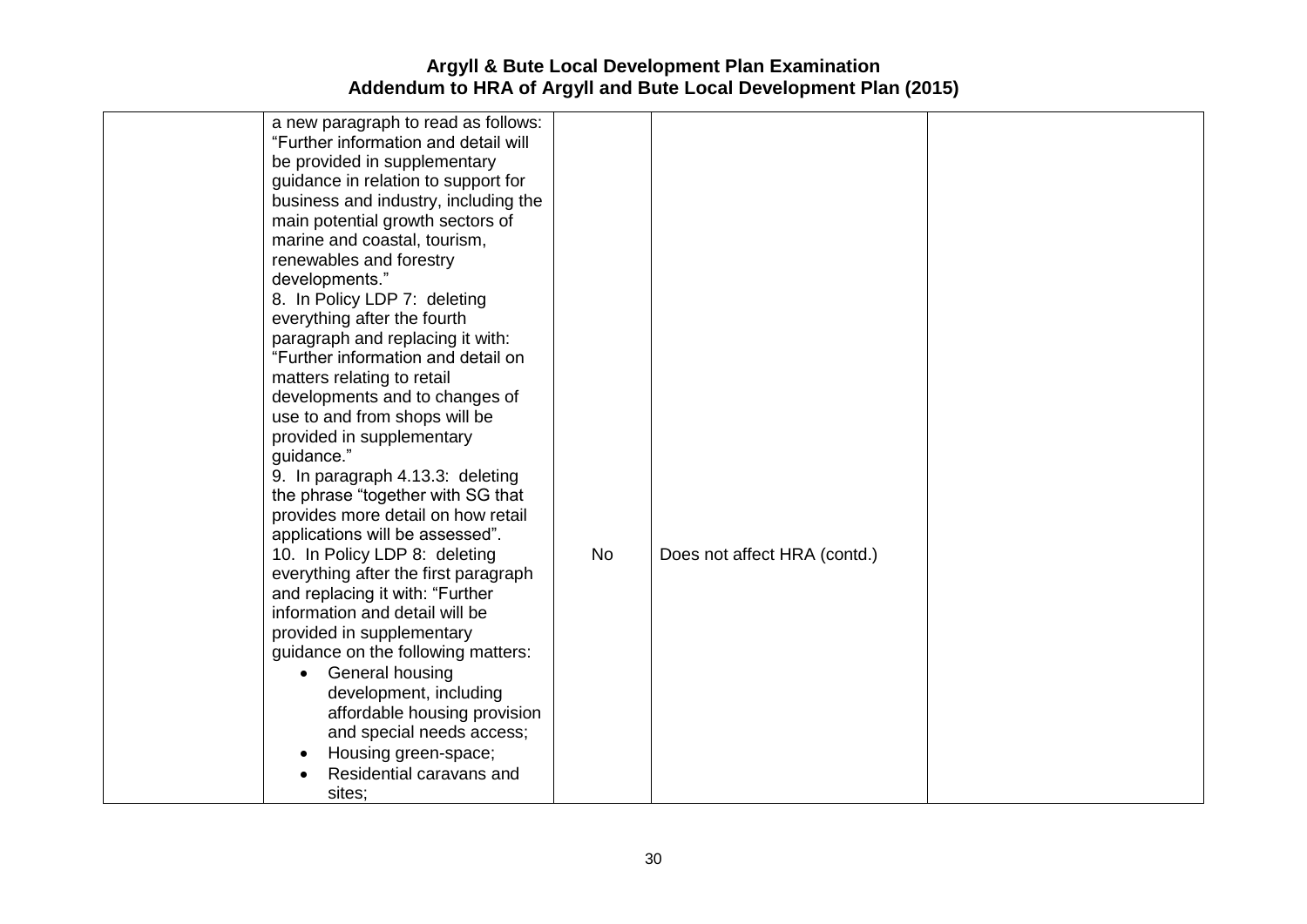| | | | | |
|---|---|---|---|---|
| | a new paragraph to read as follows: "Further information and detail will be provided in supplementary guidance in relation to support for business and industry, including the main potential growth sectors of marine and coastal, tourism, renewables and forestry developments."<br>8. In Policy LDP 7: deleting everything after the fourth paragraph and replacing it with: "Further information and detail on matters relating to retail developments and to changes of use to and from shops will be provided in supplementary guidance."<br>9. In paragraph 4.13.3: deleting the phrase "together with SG that provides more detail on how retail applications will be assessed".<br>10. In Policy LDP 8: deleting everything after the first paragraph and replacing it with: "Further information and detail will be provided in supplementary guidance on the following matters:<br>• General housing development, including affordable housing provision and special needs access;<br>• Housing green-space;<br>• Residential caravans and sites; | No | Does not affect HRA (contd.) | |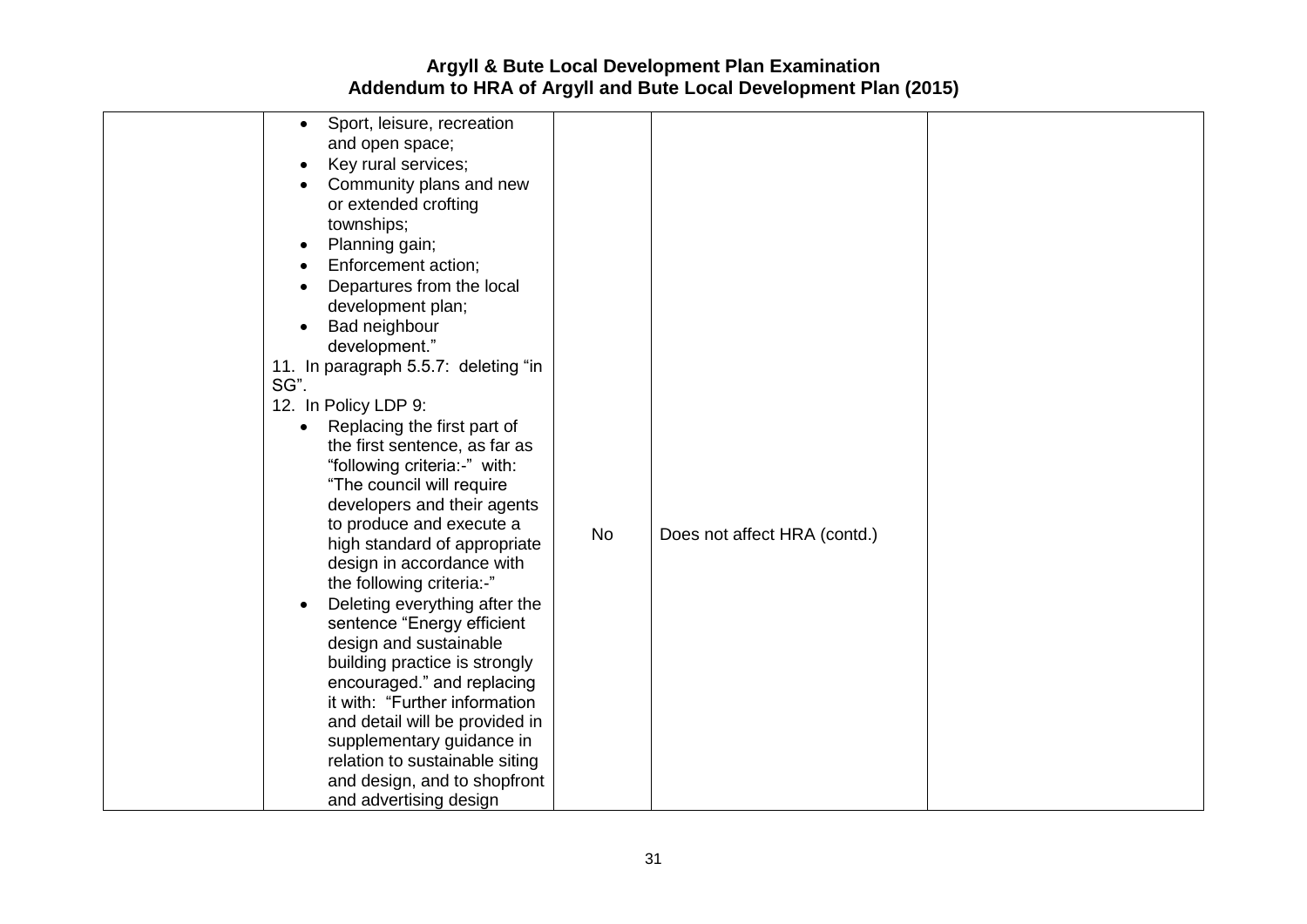| | | | | |
|---|---|---|---|---|
| | • Sport, leisure, recreation and open space;<br>• Key rural services;<br>• Community plans and new or extended crofting townships;<br>• Planning gain;<br>• Enforcement action;<br>• Departures from the local development plan;<br>• Bad neighbour development."<br>11. In paragraph 5.5.7: deleting "in SG".<br>12. In Policy LDP 9:<br>• Replacing the first part of the first sentence, as far as "following criteria:-" with: "The council will require developers and their agents to produce and execute a high standard of appropriate design in accordance with the following criteria:-"<br>• Deleting everything after the sentence "Energy efficient design and sustainable building practice is strongly encouraged." and replacing it with: "Further information and detail will be provided in supplementary guidance in relation to sustainable siting and design, and to shopfront and advertising design | No | Does not affect HRA (contd.) | |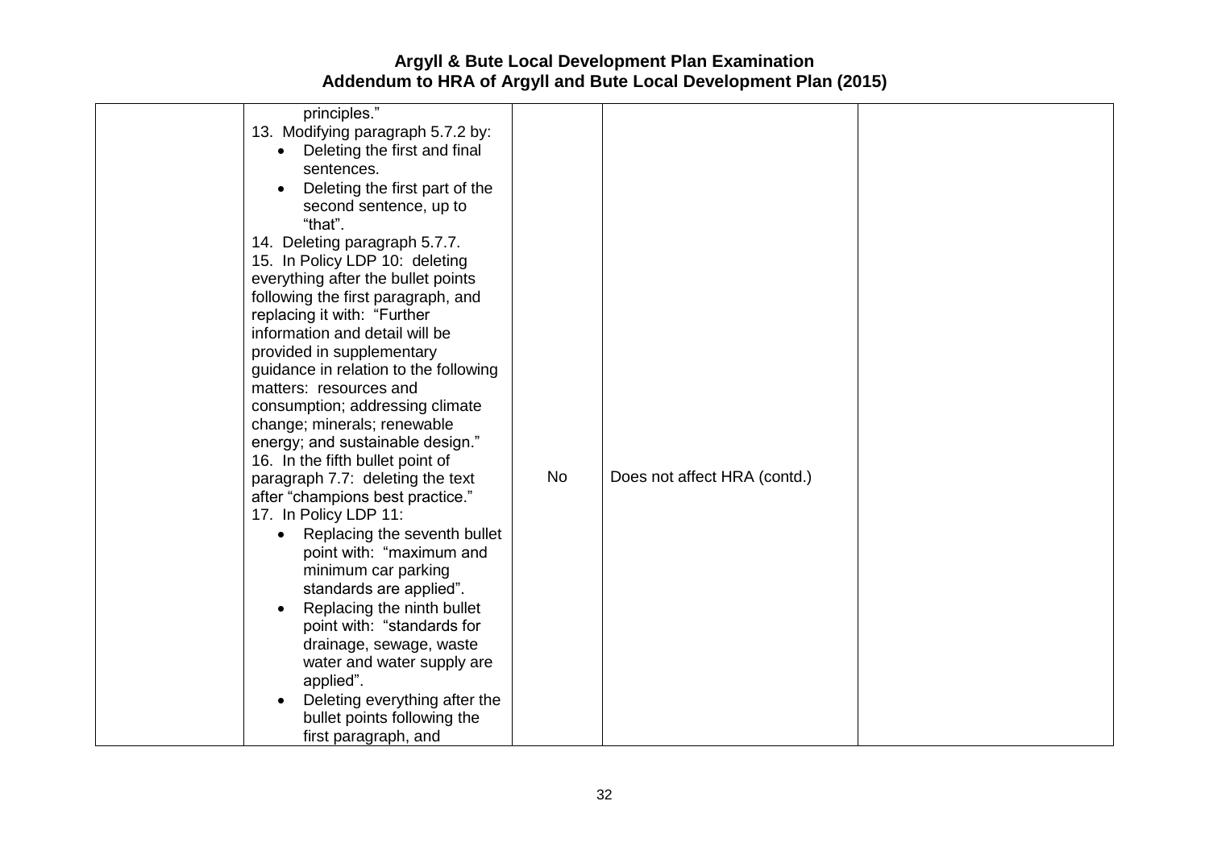| | principles."<br>13. Modifying paragraph 5.7.2 by:<br>• Deleting the first and final sentences.<br>• Deleting the first part of the second sentence, up to "that".<br>14. Deleting paragraph 5.7.7.<br>15. In Policy LDP 10: deleting everything after the bullet points following the first paragraph, and replacing it with: "Further information and detail will be provided in supplementary guidance in relation to the following matters: resources and consumption; addressing climate change; minerals; renewable energy; and sustainable design."<br>16. In the fifth bullet point of paragraph 7.7: deleting the text after "champions best practice."<br>17. In Policy LDP 11:<br>• Replacing the seventh bullet point with: "maximum and minimum car parking standards are applied".<br>• Replacing the ninth bullet point with: "standards for drainage, sewage, waste water and water supply are applied".<br>• Deleting everything after the bullet points following the first paragraph, and | No | Does not affect HRA (contd.) | |
|---|---|---|---|---|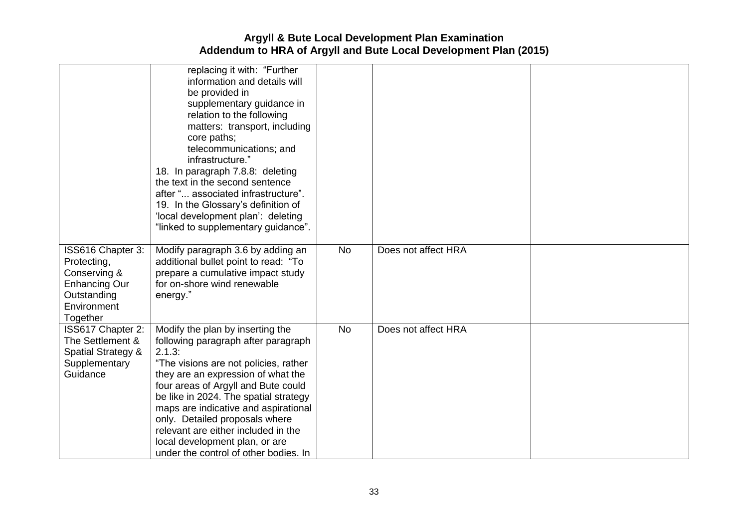| | | | | |
|---|---|---|---|---|
| | replacing it with: "Further information and details will be provided in supplementary guidance in relation to the following matters: transport, including core paths; telecommunications; and infrastructure."<br>18. In paragraph 7.8.8: deleting the text in the second sentence after "... associated infrastructure".<br>19. In the Glossary's definition of 'local development plan': deleting "linked to supplementary guidance". | | | |
| ISS616 Chapter 3: Protecting, Conserving & Enhancing Our Outstanding Environment Together | Modify paragraph 3.6 by adding an additional bullet point to read: "To prepare a cumulative impact study for on-shore wind renewable energy." | No | Does not affect HRA | |
| ISS617 Chapter 2: The Settlement & Spatial Strategy & Supplementary Guidance | Modify the plan by inserting the following paragraph after paragraph 2.1.3:<br>"The visions are not policies, rather they are an expression of what the four areas of Argyll and Bute could be like in 2024. The spatial strategy maps are indicative and aspirational only. Detailed proposals where relevant are either included in the local development plan, or are under the control of other bodies. In | No | Does not affect HRA | |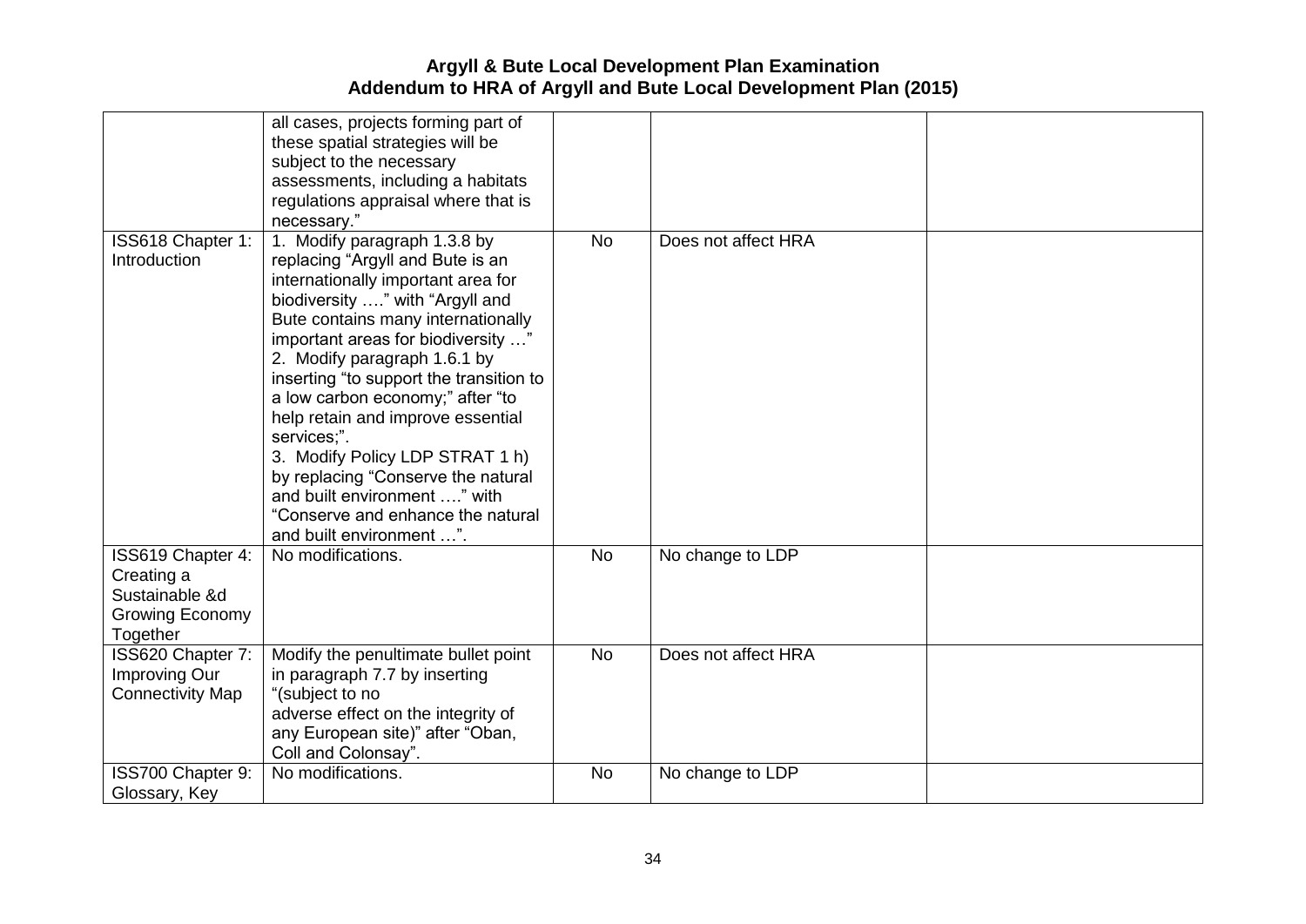# Argyll & Bute Local Development Plan Examination
## Addendum to HRA of Argyll and Bute Local Development Plan (2015)

| | | | | |
|---|---|---|---|---|
| | all cases, projects forming part of these spatial strategies will be subject to the necessary assessments, including a habitats regulations appraisal where that is necessary." | | | |
| ISS618 Chapter 1: Introduction | 1. Modify paragraph 1.3.8 by replacing "Argyll and Bute is an internationally important area for biodiversity …." with "Argyll and Bute contains many internationally important areas for biodiversity …" 2. Modify paragraph 1.6.1 by inserting "to support the transition to a low carbon economy;" after "to help retain and improve essential services;". 3. Modify Policy LDP STRAT 1 h) by replacing "Conserve the natural and built environment …." with "Conserve and enhance the natural and built environment …". | No | Does not affect HRA | |
| ISS619 Chapter 4: Creating a Sustainable &d Growing Economy Together | No modifications. | No | No change to LDP | |
| ISS620 Chapter 7: Improving Our Connectivity Map | Modify the penultimate bullet point in paragraph 7.7 by inserting "(subject to no adverse effect on the integrity of any European site)" after "Oban, Coll and Colonsay". | No | Does not affect HRA | |
| ISS700 Chapter 9: Glossary, Key | No modifications. | No | No change to LDP | |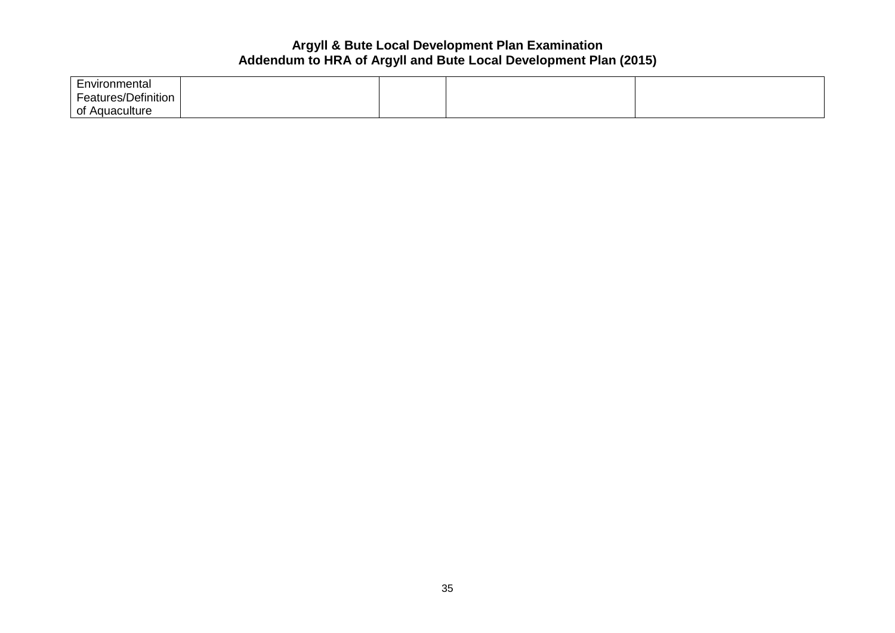| Environmental Features/Definition of Aquaculture | | | | |
|---|---|---|---|---|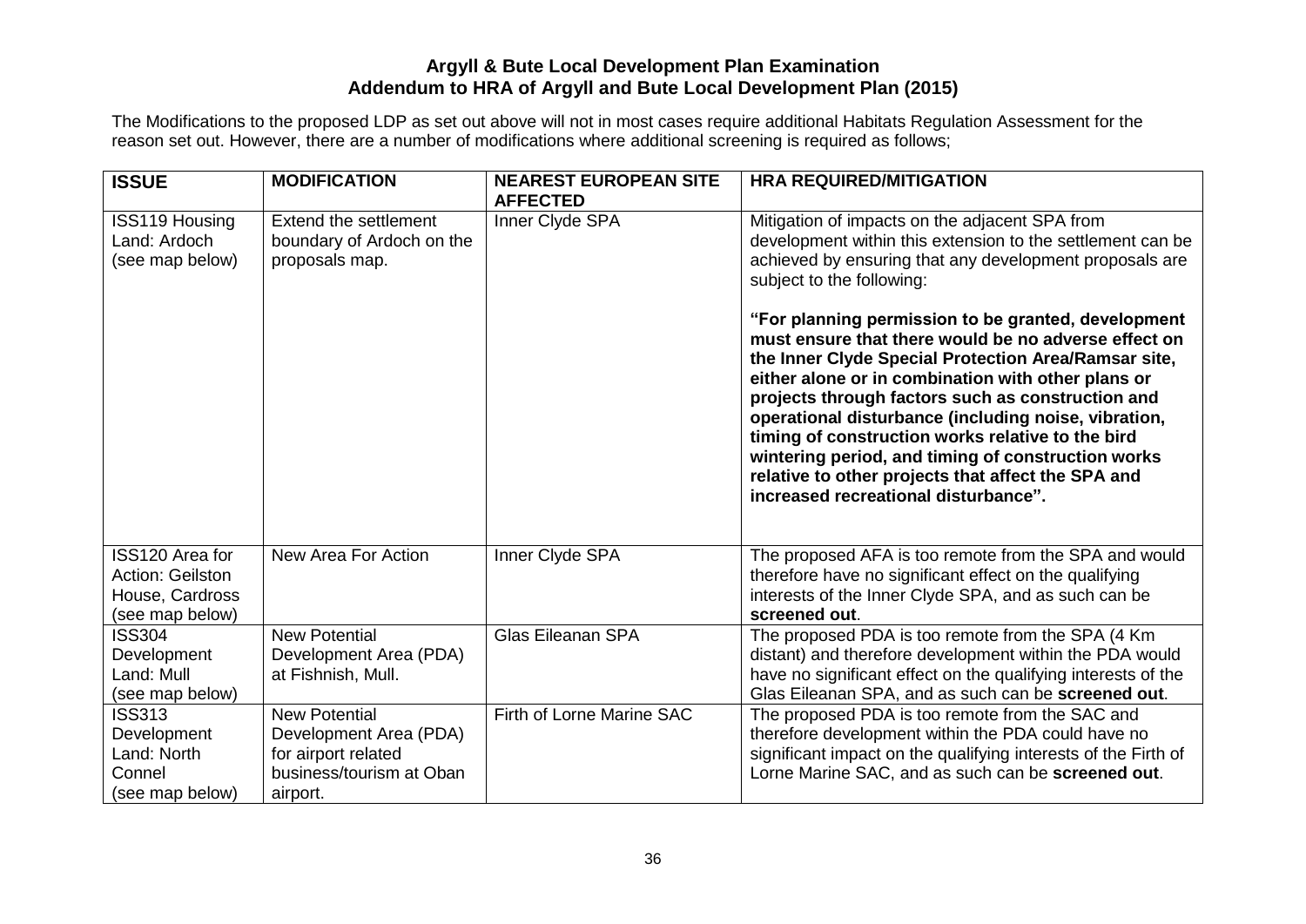# Argyll & Bute Local Development Plan Examination
## Addendum to HRA of Argyll and Bute Local Development Plan (2015)

The Modifications to the proposed LDP as set out above will not in most cases require additional Habitats Regulation Assessment for the reason set out. However, there are a number of modifications where additional screening is required as follows;

| ISSUE | MODIFICATION | NEAREST EUROPEAN SITE AFFECTED | HRA REQUIRED/MITIGATION |
|---|---|---|---|
| ISS119 Housing Land: Ardoch (see map below) | Extend the settlement boundary of Ardoch on the proposals map. | Inner Clyde SPA | Mitigation of impacts on the adjacent SPA from development within this extension to the settlement can be achieved by ensuring that any development proposals are subject to the following: **"For planning permission to be granted, development must ensure that there would be no adverse effect on the Inner Clyde Special Protection Area/Ramsar site, either alone or in combination with other plans or projects through factors such as construction and operational disturbance (including noise, vibration, timing of construction works relative to the bird wintering period, and timing of construction works relative to other projects that affect the SPA and increased recreational disturbance".** |
| ISS120 Area for Action: Geilston House, Cardross (see map below) | New Area For Action | Inner Clyde SPA | The proposed AFA is too remote from the SPA and would therefore have no significant effect on the qualifying interests of the Inner Clyde SPA, and as such can be **screened out**. |
| ISS304 Development Land: Mull (see map below) | New Potential Development Area (PDA) at Fishnish, Mull. | Glas Eileanan SPA | The proposed PDA is too remote from the SPA (4 Km distant) and therefore development within the PDA would have no significant effect on the qualifying interests of the Glas Eileanan SPA, and as such can be **screened out**. |
| ISS313 Development Land: North Connel (see map below) | New Potential Development Area (PDA) for airport related business/tourism at Oban airport. | Firth of Lorne Marine SAC | The proposed PDA is too remote from the SAC and therefore development within the PDA could have no significant impact on the qualifying interests of the Firth of Lorne Marine SAC, and as such can be **screened out**. |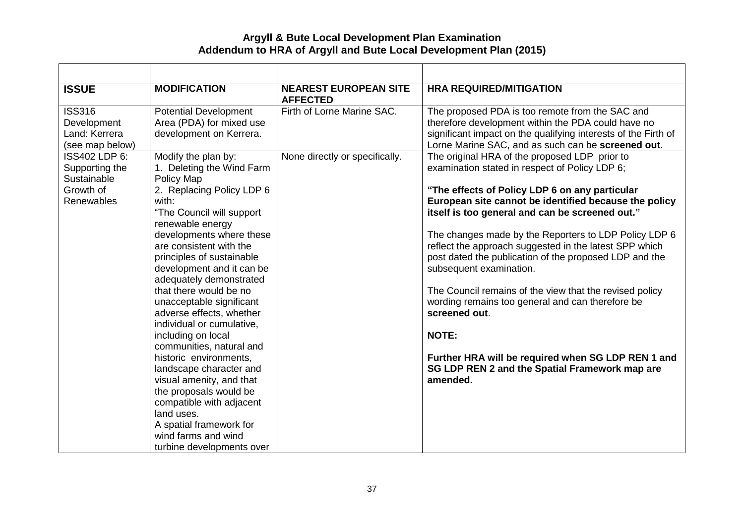# Argyll & Bute Local Development Plan Examination
## Addendum to HRA of Argyll and Bute Local Development Plan (2015)

| | | | |
|---|---|---|---|
| **ISSUE** | **MODIFICATION** | **NEAREST EUROPEAN SITE AFFECTED** | **HRA REQUIRED/MITIGATION** |
| ISS316 Development Land: Kerrera (see map below) | Potential Development Area (PDA) for mixed use development on Kerrera. | Firth of Lorne Marine SAC. | The proposed PDA is too remote from the SAC and therefore development within the PDA could have no significant impact on the qualifying interests of the Firth of Lorne Marine SAC, and as such can be **screened out**. |
| ISS402 LDP 6: Supporting the Sustainable Growth of Renewables | Modify the plan by:<br>1. Deleting the Wind Farm Policy Map<br>2. Replacing Policy LDP 6 with:<br>"The Council will support renewable energy developments where these are consistent with the principles of sustainable development and it can be adequately demonstrated that there would be no unacceptable significant adverse effects, whether individual or cumulative, including on local communities, natural and historic environments, landscape character and visual amenity, and that the proposals would be compatible with adjacent land uses.<br>A spatial framework for wind farms and wind turbine developments over | None directly or specifically. | The original HRA of the proposed LDP prior to examination stated in respect of Policy LDP 6;<br><br>**"The effects of Policy LDP 6 on any particular European site cannot be identified because the policy itself is too general and can be screened out."**<br><br>The changes made by the Reporters to LDP Policy LDP 6 reflect the approach suggested in the latest SPP which post dated the publication of the proposed LDP and the subsequent examination.<br><br>The Council remains of the view that the revised policy wording remains too general and can therefore be **screened out**.<br><br>**NOTE:**<br><br>**Further HRA will be required when SG LDP REN 1 and SG LDP REN 2 and the Spatial Framework map are amended.** |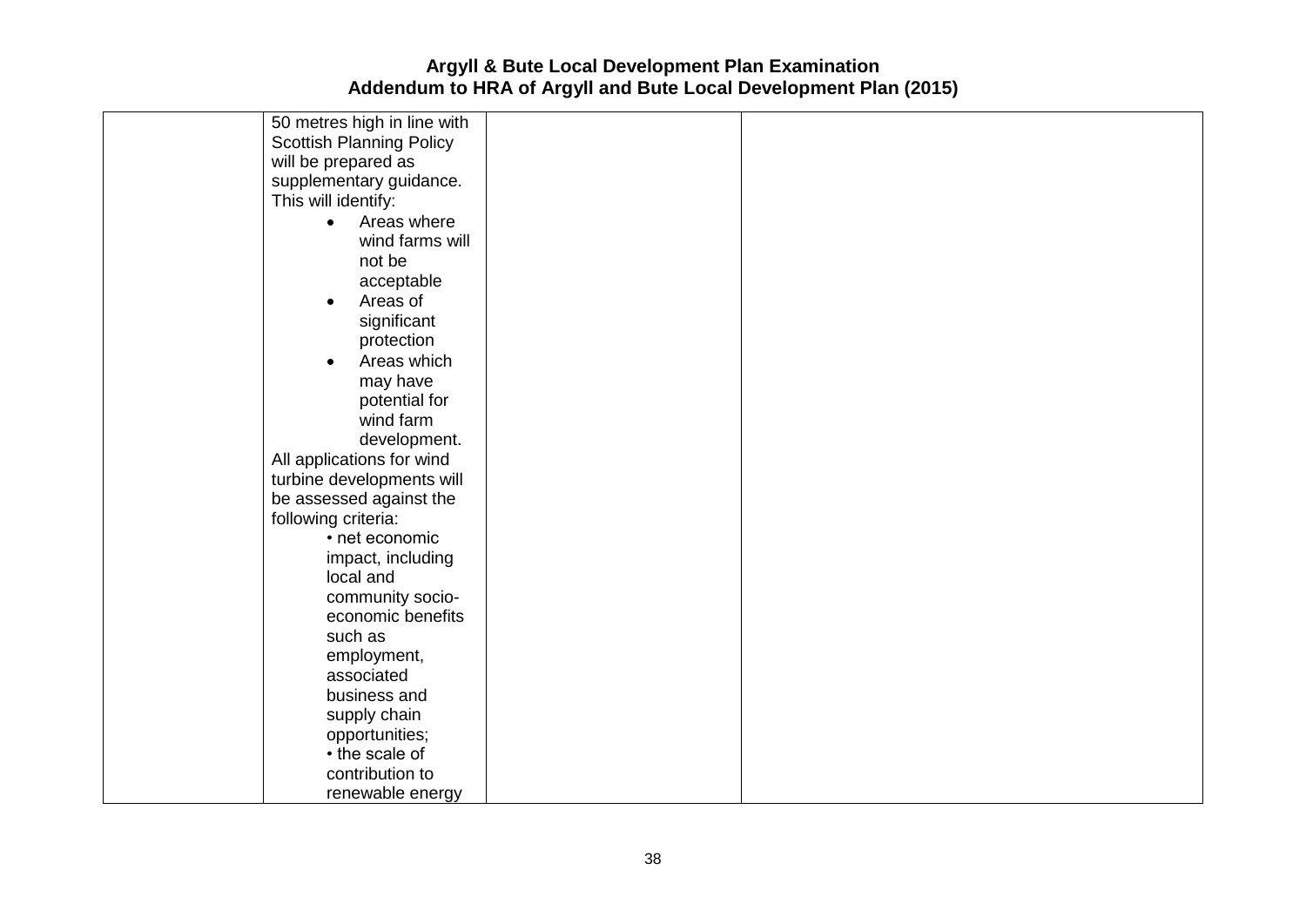| | | | |
|---|---|---|---|
| | 50 metres high in line with Scottish Planning Policy will be prepared as supplementary guidance. This will identify:<br>• Areas where wind farms will not be acceptable<br>• Areas of significant protection<br>• Areas which may have potential for wind farm development.<br>All applications for wind turbine developments will be assessed against the following criteria:<br>• net economic impact, including local and community socio-economic benefits such as employment, associated business and supply chain opportunities;<br>• the scale of contribution to renewable energy | | |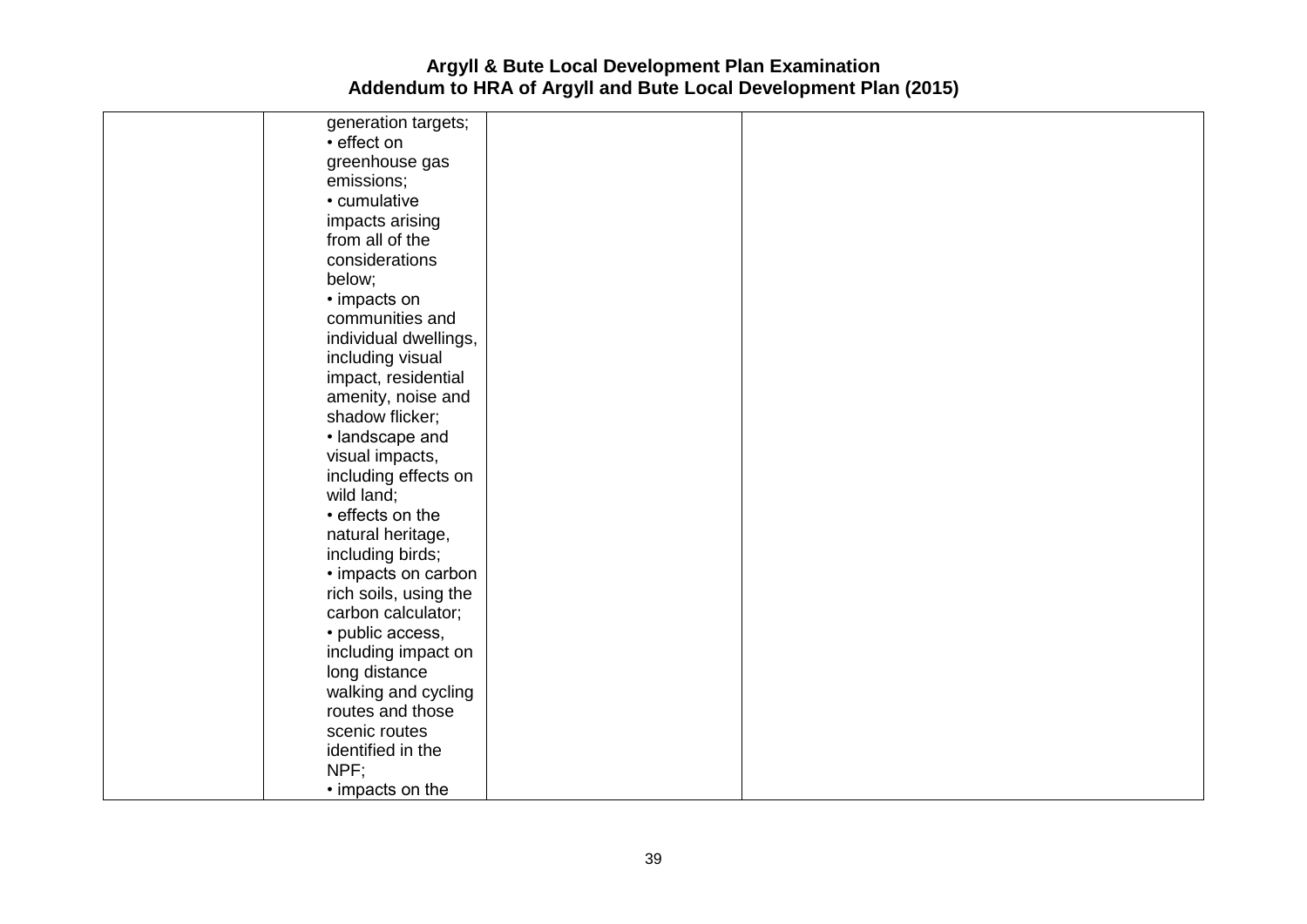| | | | |
|---|---|---|---|
| | generation targets;<br>• effect on greenhouse gas emissions;<br>• cumulative impacts arising from all of the considerations below;<br>• impacts on communities and individual dwellings, including visual impact, residential amenity, noise and shadow flicker;<br>• landscape and visual impacts, including effects on wild land;<br>• effects on the natural heritage, including birds;<br>• impacts on carbon rich soils, using the carbon calculator;<br>• public access, including impact on long distance walking and cycling routes and those scenic routes identified in the NPF;<br>• impacts on the | | |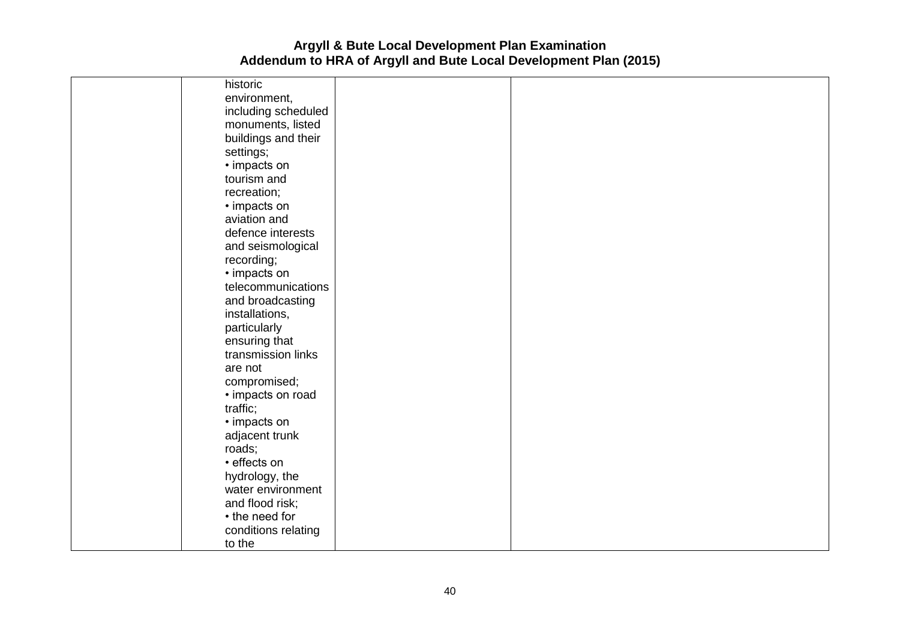| | | | |
|---|---|---|---|
| | historic environment, including scheduled monuments, listed buildings and their settings;<br>• impacts on tourism and recreation;<br>• impacts on aviation and defence interests and seismological recording;<br>• impacts on telecommunications and broadcasting installations, particularly ensuring that transmission links are not compromised;<br>• impacts on road traffic;<br>• impacts on adjacent trunk roads;<br>• effects on hydrology, the water environment and flood risk;<br>• the need for conditions relating to the | | |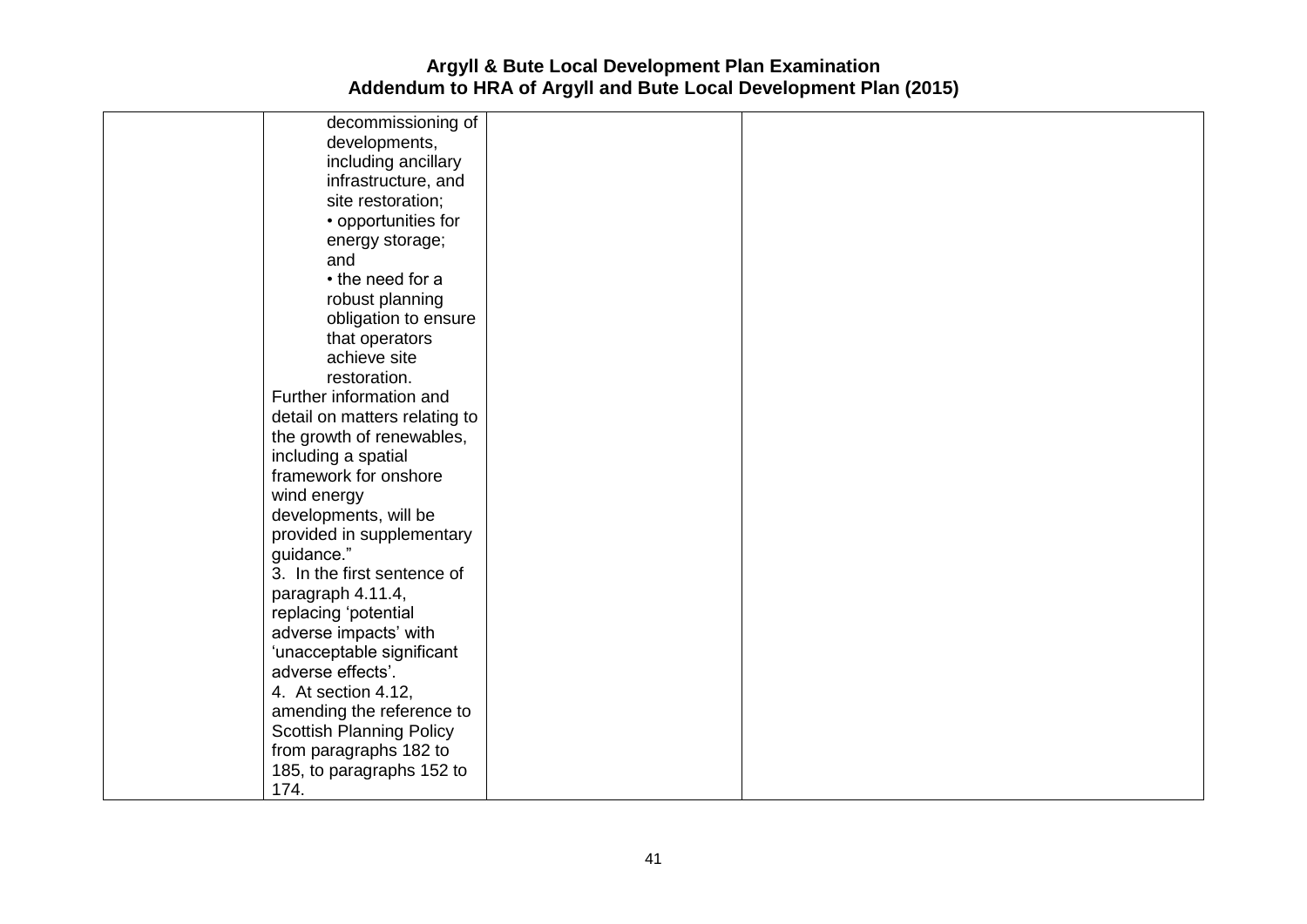| | | | |
|---|---|---|---|
| | decommissioning of developments, including ancillary infrastructure, and site restoration;<br>• opportunities for energy storage; and<br>• the need for a robust planning obligation to ensure that operators achieve site restoration.<br>Further information and detail on matters relating to the growth of renewables, including a spatial framework for onshore wind energy developments, will be provided in supplementary guidance."<br>3. In the first sentence of paragraph 4.11.4, replacing 'potential adverse impacts' with 'unacceptable significant adverse effects'.<br>4. At section 4.12, amending the reference to Scottish Planning Policy from paragraphs 182 to 185, to paragraphs 152 to 174. | | |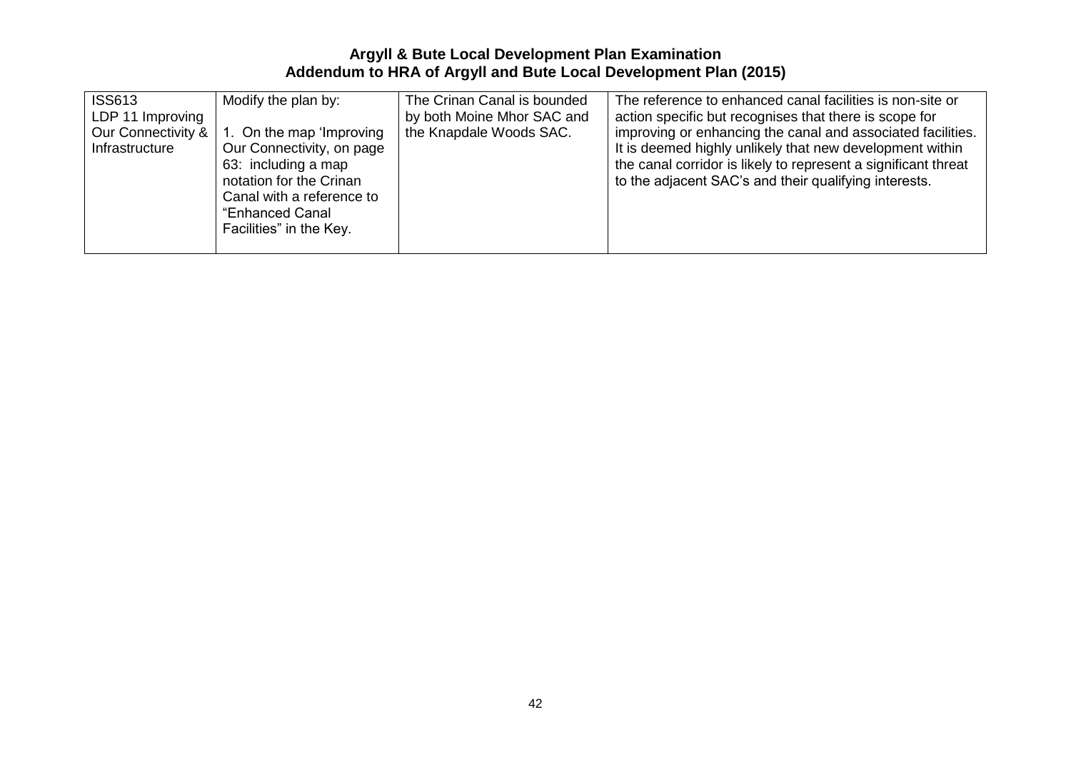# Argyll & Bute Local Development Plan Examination
## Addendum to HRA of Argyll and Bute Local Development Plan (2015)

| | | | |
|---|---|---|---|
| ISS613 LDP 11 Improving Our Connectivity & Infrastructure | Modify the plan by:<br><br>1. On the map 'Improving Our Connectivity, on page 63: including a map notation for the Crinan Canal with a reference to "Enhanced Canal Facilities" in the Key. | The Crinan Canal is bounded by both Moine Mhor SAC and the Knapdale Woods SAC. | The reference to enhanced canal facilities is non-site or action specific but recognises that there is scope for improving or enhancing the canal and associated facilities. It is deemed highly unlikely that new development within the canal corridor is likely to represent a significant threat to the adjacent SAC's and their qualifying interests. |